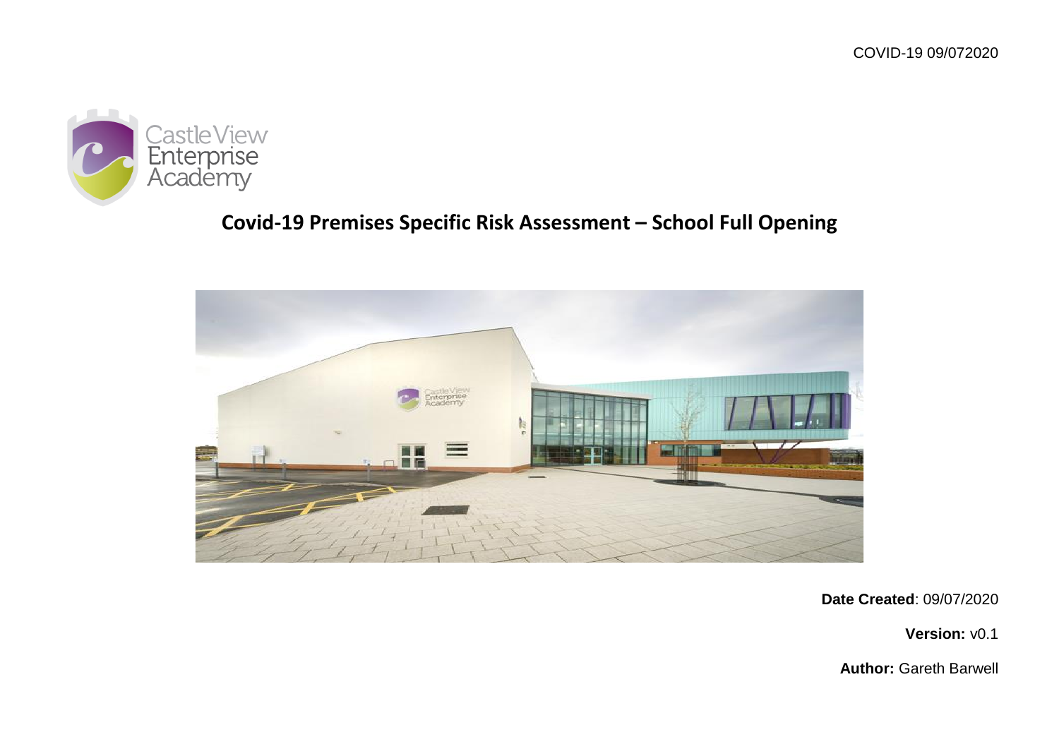COVID-19 09/072020

# Covid-19 Premises Specific Risk Assessment – School Full Opening

**Date Created**: 09/07/2020

**Version:** v0.1

**Author:** Gareth Barwell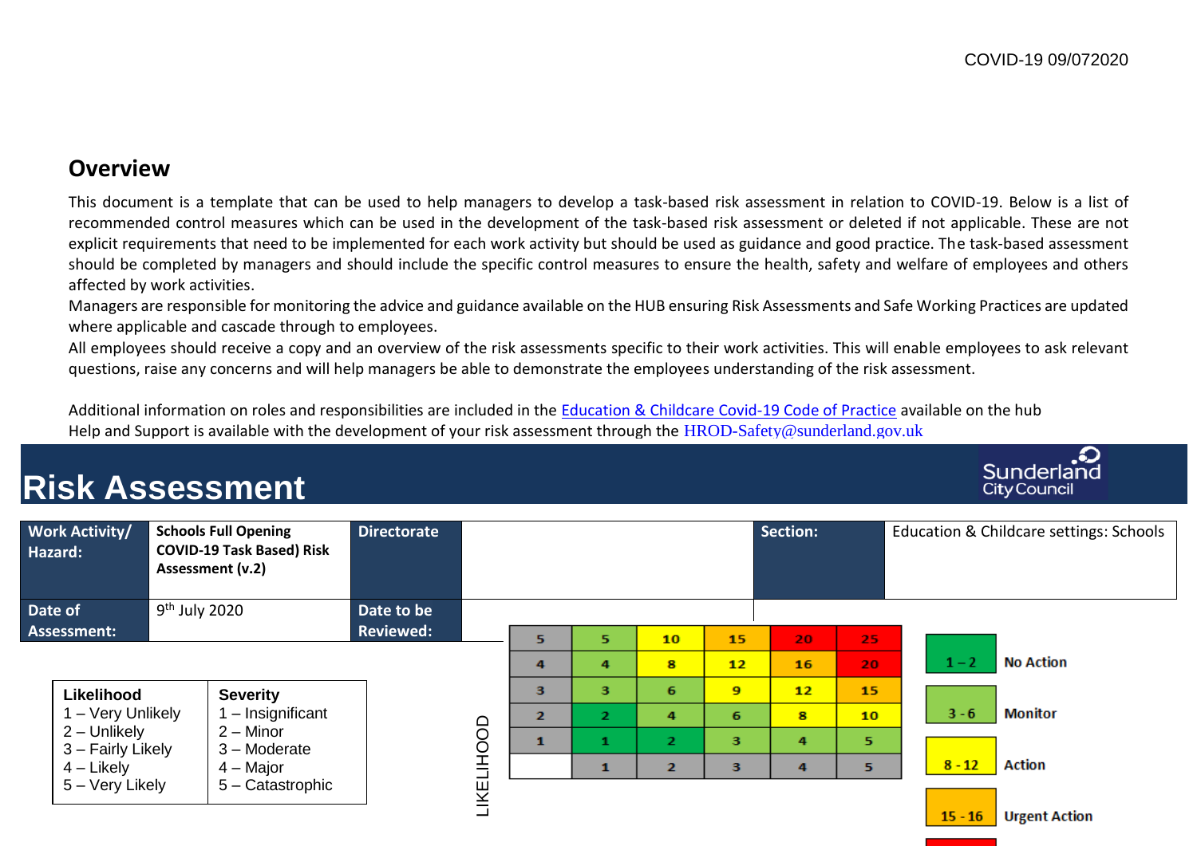COVID-19 09/072020

## Overview

This document is a template that can be used to help managers to develop a task-based risk assessment in relation to COVID-19. Below is a list of recommended control measures which can be used in the development of the task-based risk assessment or deleted if not applicable. These are not explicit requirements that need to be implemented for each work activity but should be used as guidance and good practice. The task-based assessment should be completed by managers and should include the specific control measures to ensure the health, safety and welfare of employees and others affected by work activities.

Managers are responsible for monitoring the advice and guidance available on the HUB ensuring Risk Assessments and Safe Working Practices are updated where applicable and cascade through to employees.

All employees should receive a copy and an overview of the risk assessments specific to their work activities. This will enable employees to ask relevant questions, raise any concerns and will help managers be able to demonstrate the employees understanding of the risk assessment.

Additional information on roles and responsibilities are included in the Education & Childcare Covid-19 Code of Practice available on the hub

Help and Support is available with the development of your risk assessment through the HROD-Safety@sunderland.gov.uk

# Risk Assessment

Sunderland City Council

| **Work Activity/ Hazard:** | **Schools Full Opening COVID-19 Task Based) Risk Assessment (v.2)** | **Directorate** | | **Section:** | Education & Childcare settings: Schools |
|---|---|---|---|---|---|
| **Date of Assessment:** | 9th July 2020 | **Date to be Reviewed:** | | | |

| **Likelihood** | **Severity** |
|---|---|
| 1 – Very Unlikely | 1 – Insignificant |
| 2 – Unlikely | 2 – Minor |
| 3 – Fairly Likely | 3 – Moderate |
| 4 – Likely | 4 – Major |
| 5 – Very Likely | 5 – Catastrophic |

| LIKELIHOOD | | | | | |
|---|---|---|---|---|---|
| 5 | 5 | 10 | 15 | 20 | 25 |
| 4 | 4 | 8 | 12 | 16 | 20 |
| 3 | 3 | 6 | 9 | 12 | 15 |
| 2 | 2 | 4 | 6 | 8 | 10 |
| 1 | 1 | 2 | 3 | 4 | 5 |
| | 1 | 2 | 3 | 4 | 5 |

| Score | Action |
|---|---|
| 1 – 2 | No Action |
| 3 - 6 | Monitor |
| 8 - 12 | Action |
| 15 - 16 | Urgent Action |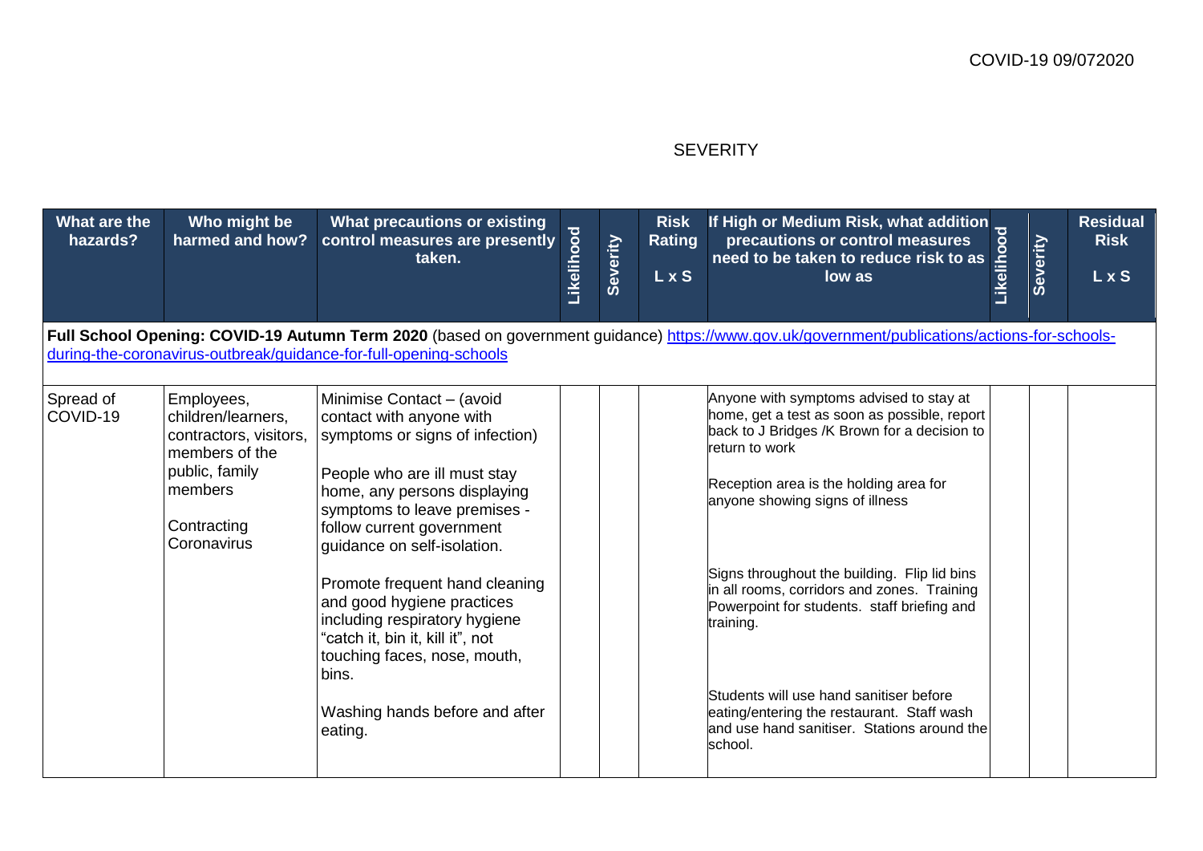COVID-19 09/072020

SEVERITY

| What are the hazards? | Who might be harmed and how? | What precautions or existing control measures are presently taken. | Likelihood | Severity | Risk Rating L x S | If High or Medium Risk, what addition precautions or control measures need to be taken to reduce risk to as low as | Likelihood | Severity | Residual Risk L x S |
|---|---|---|---|---|---|---|---|---|---|
| **Full School Opening: COVID-19 Autumn Term 2020** (based on government guidance) [https://www.gov.uk/government/publications/actions-for-schools-during-the-coronavirus-outbreak/guidance-for-full-opening-schools](https://www.gov.uk/government/publications/actions-for-schools-during-the-coronavirus-outbreak/guidance-for-full-opening-schools) | | | | | | | | | |
| Spread of COVID-19 | Employees, children/learners, contractors, visitors, members of the public, family members<br><br>Contracting Coronavirus | Minimise Contact – (avoid contact with anyone with symptoms or signs of infection)<br><br>People who are ill must stay home, any persons displaying symptoms to leave premises - follow current government guidance on self-isolation.<br><br>Promote frequent hand cleaning and good hygiene practices including respiratory hygiene "catch it, bin it, kill it", not touching faces, nose, mouth, bins.<br><br>Washing hands before and after eating. | | | | Anyone with symptoms advised to stay at home, get a test as soon as possible, report back to J Bridges /K Brown for a decision to return to work<br><br>Reception area is the holding area for anyone showing signs of illness<br><br>Signs throughout the building. Flip lid bins in all rooms, corridors and zones. Training Powerpoint for students. staff briefing and training.<br><br>Students will use hand sanitiser before eating/entering the restaurant. Staff wash and use hand sanitiser. Stations around the school. | | | |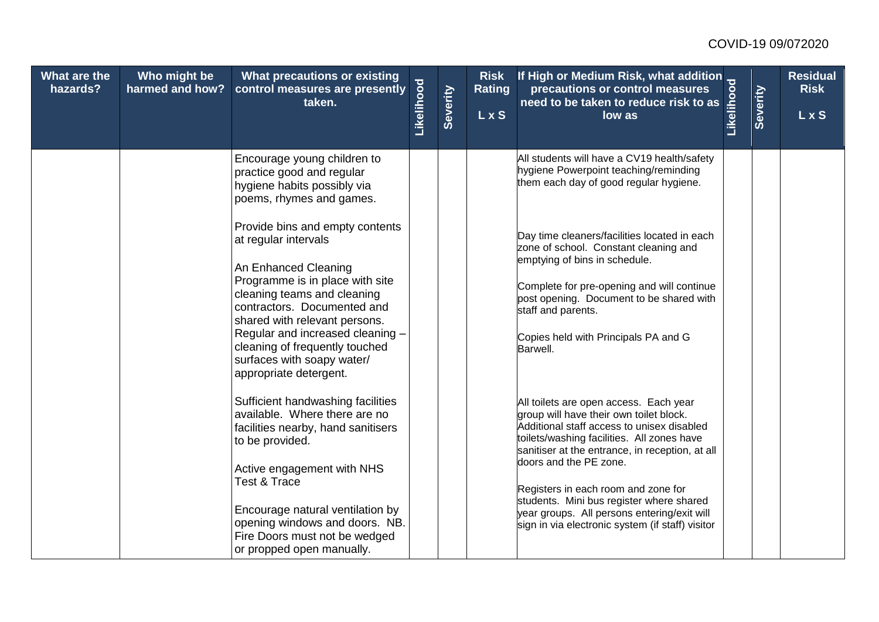| What are the hazards? | Who might be harmed and how? | What precautions or existing control measures are presently taken. | Likelihood | Severity | Risk Rating L x S | If High or Medium Risk, what addition precautions or control measures need to be taken to reduce risk to as low as | Likelihood | Severity | Residual Risk L x S |
|---|---|---|---|---|---|---|---|---|---|
| | | Encourage young children to practice good and regular hygiene habits possibly via poems, rhymes and games. | | | | All students will have a CV19 health/safety hygiene Powerpoint teaching/reminding them each day of good regular hygiene. | | | |
| | | Provide bins and empty contents at regular intervals | | | | Day time cleaners/facilities located in each zone of school. Constant cleaning and emptying of bins in schedule. | | | |
| | | An Enhanced Cleaning Programme is in place with site cleaning teams and cleaning contractors. Documented and shared with relevant persons. Regular and increased cleaning – cleaning of frequently touched surfaces with soapy water/ appropriate detergent. | | | | Complete for pre-opening and will continue post opening. Document to be shared with staff and parents.<br><br>Copies held with Principals PA and G Barwell. | | | |
| | | Sufficient handwashing facilities available. Where there are no facilities nearby, hand sanitisers to be provided. | | | | All toilets are open access. Each year group will have their own toilet block. Additional staff access to unisex disabled toilets/washing facilities. All zones have sanitiser at the entrance, in reception, at all doors and the PE zone. | | | |
| | | Active engagement with NHS Test & Trace | | | | Registers in each room and zone for students. Mini bus register where shared year groups. All persons entering/exit will sign in via electronic system (if staff) visitor | | | |
| | | Encourage natural ventilation by opening windows and doors. NB. Fire Doors must not be wedged or propped open manually. | | | | | | | |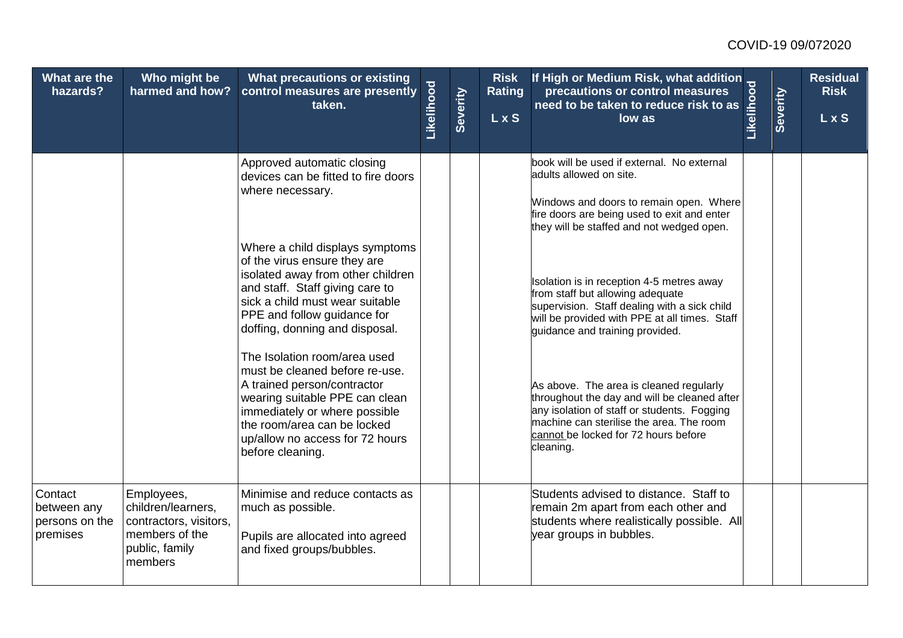| What are the hazards? | Who might be harmed and how? | What precautions or existing control measures are presently taken. | Likelihood | Severity | Risk Rating L x S | If High or Medium Risk, what addition precautions or control measures need to be taken to reduce risk to as low as | Likelihood | Severity | Residual Risk L x S |
|---|---|---|---|---|---|---|---|---|---|
| | | Approved automatic closing devices can be fitted to fire doors where necessary. | | | | book will be used if external. No external adults allowed on site.<br><br>Windows and doors to remain open. Where fire doors are being used to exit and enter they will be staffed and not wedged open. | | | |
| | | Where a child displays symptoms of the virus ensure they are isolated away from other children and staff. Staff giving care to sick a child must wear suitable PPE and follow guidance for doffing, donning and disposal. | | | | Isolation is in reception 4-5 metres away from staff but allowing adequate supervision. Staff dealing with a sick child will be provided with PPE at all times. Staff guidance and training provided. | | | |
| | | The Isolation room/area used must be cleaned before re-use. A trained person/contractor wearing suitable PPE can clean immediately or where possible the room/area can be locked up/allow no access for 72 hours before cleaning. | | | | As above. The area is cleaned regularly throughout the day and will be cleaned after any isolation of staff or students. Fogging machine can sterilise the area. The room cannot be locked for 72 hours before cleaning. | | | |
| Contact between any persons on the premises | Employees, children/learners, contractors, visitors, members of the public, family members | Minimise and reduce contacts as much as possible.<br><br>Pupils are allocated into agreed and fixed groups/bubbles. | | | | Students advised to distance. Staff to remain 2m apart from each other and students where realistically possible. All year groups in bubbles. | | | |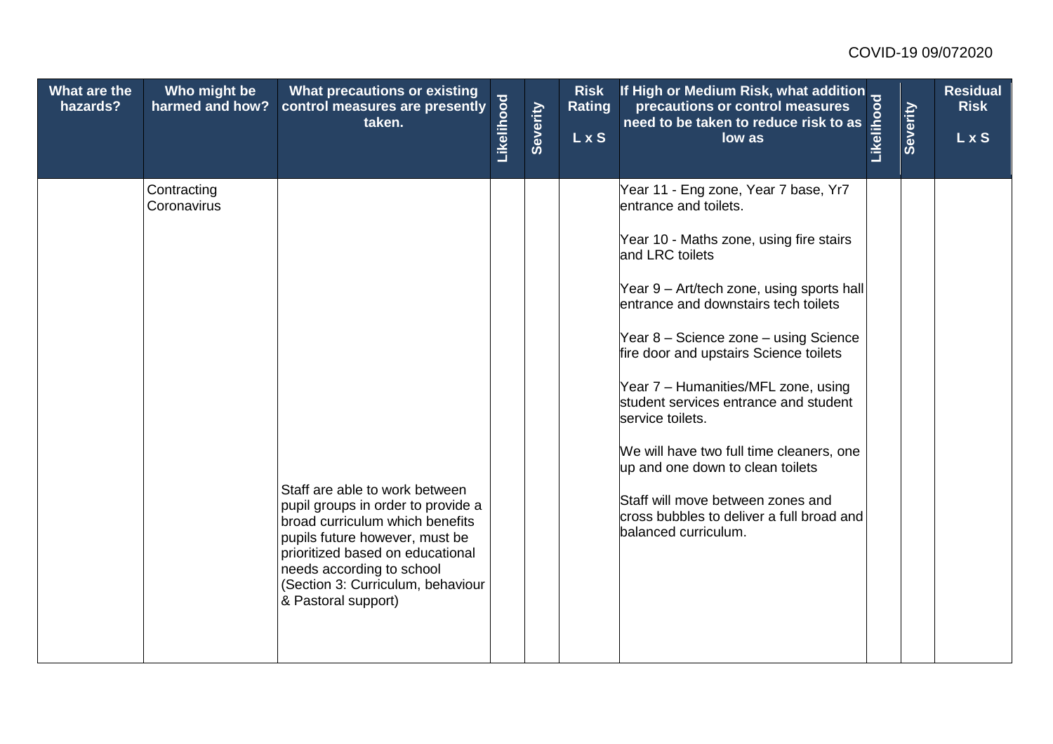| What are the hazards? | Who might be harmed and how? | What precautions or existing control measures are presently taken. | Likelihood | Severity | Risk Rating L x S | If High or Medium Risk, what addition precautions or control measures need to be taken to reduce risk to as low as | Likelihood | Severity | Residual Risk L x S |
|---|---|---|---|---|---|---|---|---|---|
| | Contracting Coronavirus | Staff are able to work between pupil groups in order to provide a broad curriculum which benefits pupils future however, must be prioritized based on educational needs according to school (Section 3: Curriculum, behaviour & Pastoral support) | | | | Year 11 - Eng zone, Year 7 base, Yr7 entrance and toilets.<br><br>Year 10 - Maths zone, using fire stairs and LRC toilets<br><br>Year 9 – Art/tech zone, using sports hall entrance and downstairs tech toilets<br><br>Year 8 – Science zone – using Science fire door and upstairs Science toilets<br><br>Year 7 – Humanities/MFL zone, using student services entrance and student service toilets.<br><br>We will have two full time cleaners, one up and one down to clean toilets<br><br>Staff will move between zones and cross bubbles to deliver a full broad and balanced curriculum. | | | |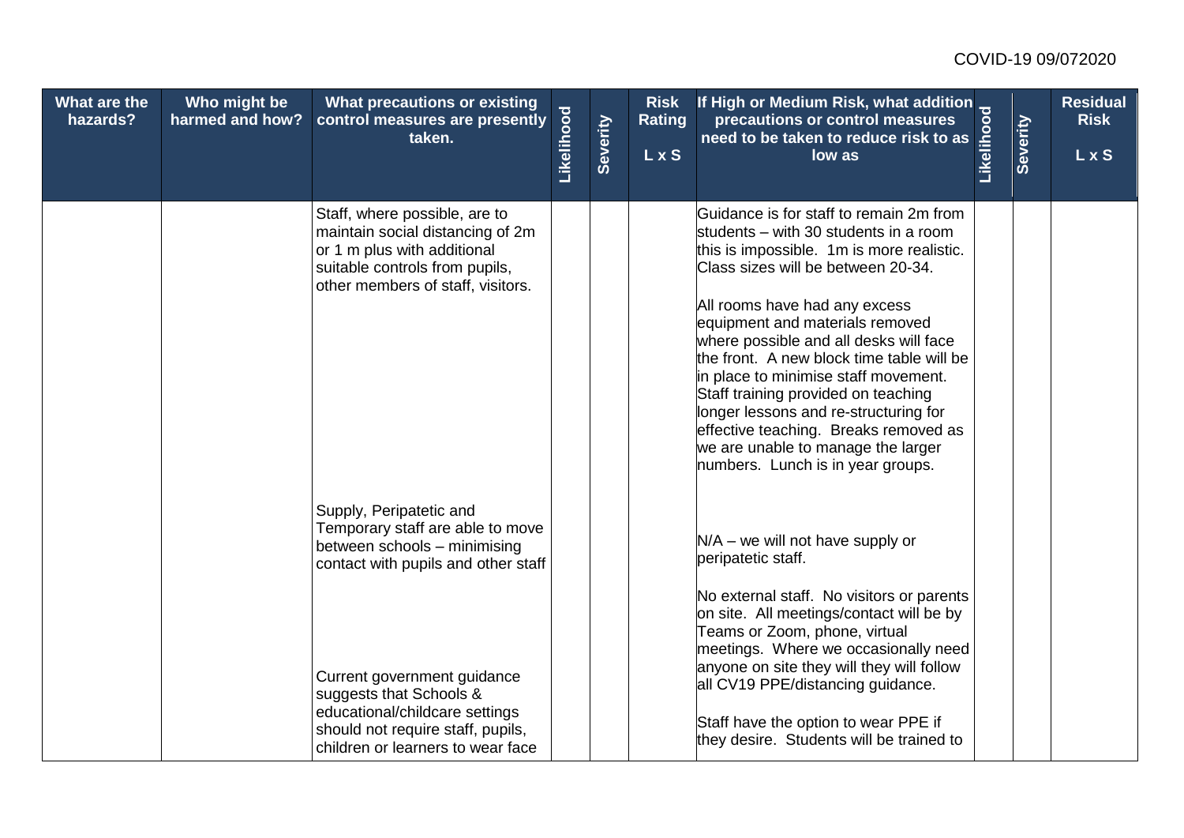| What are the hazards? | Who might be harmed and how? | What precautions or existing control measures are presently taken. | Likelihood | Severity | Risk Rating L x S | If High or Medium Risk, what addition precautions or control measures need to be taken to reduce risk to as low as | Likelihood | Severity | Residual Risk L x S |
|---|---|---|---|---|---|---|---|---|---|
| | | Staff, where possible, are to maintain social distancing of 2m or 1 m plus with additional suitable controls from pupils, other members of staff, visitors. | | | | Guidance is for staff to remain 2m from students – with 30 students in a room this is impossible. 1m is more realistic. Class sizes will be between 20-34.<br><br>All rooms have had any excess equipment and materials removed where possible and all desks will face the front. A new block time table will be in place to minimise staff movement. Staff training provided on teaching longer lessons and re-structuring for effective teaching. Breaks removed as we are unable to manage the larger numbers. Lunch is in year groups. | | | |
| | | Supply, Peripatetic and Temporary staff are able to move between schools – minimising contact with pupils and other staff | | | | N/A – we will not have supply or peripatetic staff.<br><br>No external staff. No visitors or parents on site. All meetings/contact will be by Teams or Zoom, phone, virtual meetings. Where we occasionally need anyone on site they will they will follow all CV19 PPE/distancing guidance. | | | |
| | | Current government guidance suggests that Schools & educational/childcare settings should not require staff, pupils, children or learners to wear face | | | | Staff have the option to wear PPE if they desire. Students will be trained to | | | |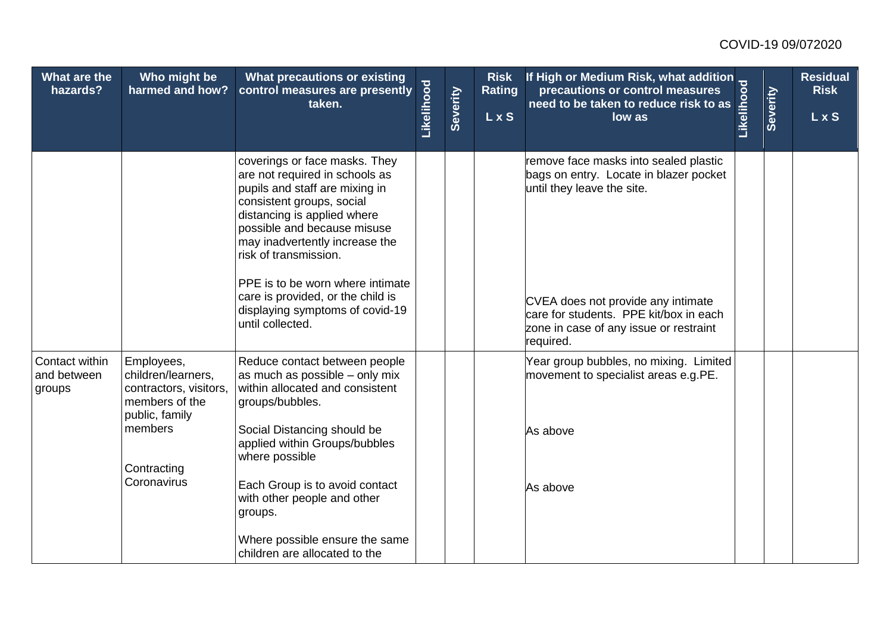| What are the hazards? | Who might be harmed and how? | What precautions or existing control measures are presently taken. | Likelihood | Severity | Risk Rating L x S | If High or Medium Risk, what addition precautions or control measures need to be taken to reduce risk to as low as | Likelihood | Severity | Residual Risk L x S |
|---|---|---|---|---|---|---|---|---|---|
| | | coverings or face masks. They are not required in schools as pupils and staff are mixing in consistent groups, social distancing is applied where possible and because misuse may inadvertently increase the risk of transmission.<br><br>PPE is to be worn where intimate care is provided, or the child is displaying symptoms of covid-19 until collected. | | | | remove face masks into sealed plastic bags on entry. Locate in blazer pocket until they leave the site.<br><br>CVEA does not provide any intimate care for students. PPE kit/box in each zone in case of any issue or restraint required. | | | |
| Contact within and between groups | Employees, children/learners, contractors, visitors, members of the public, family members<br><br>Contracting Coronavirus | Reduce contact between people as much as possible – only mix within allocated and consistent groups/bubbles.<br><br>Social Distancing should be applied within Groups/bubbles where possible<br><br>Each Group is to avoid contact with other people and other groups.<br><br>Where possible ensure the same children are allocated to the | | | | Year group bubbles, no mixing. Limited movement to specialist areas e.g.PE.<br><br>As above<br><br>As above | | | |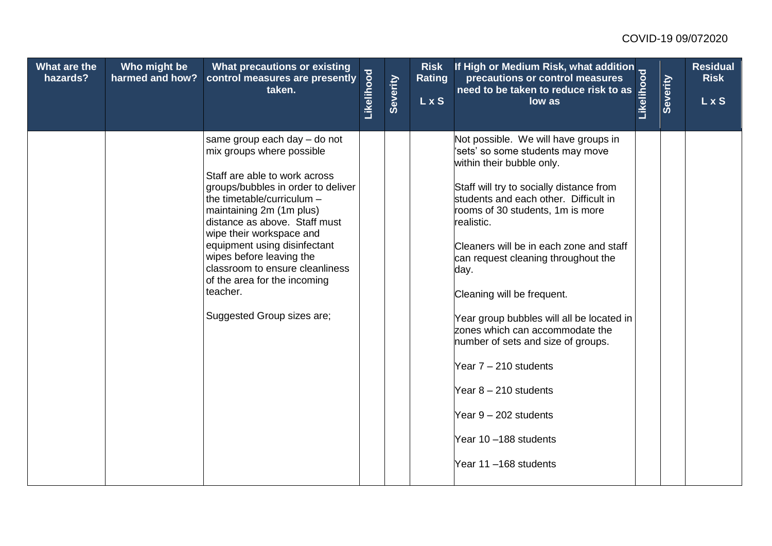| What are the hazards? | Who might be harmed and how? | What precautions or existing control measures are presently taken. | Likelihood | Severity | Risk Rating L x S | If High or Medium Risk, what addition precautions or control measures need to be taken to reduce risk to as low as | Likelihood | Severity | Residual Risk L x S |
|---|---|---|---|---|---|---|---|---|---|
| | | same group each day – do not mix groups where possible<br><br>Staff are able to work across groups/bubbles in order to deliver the timetable/curriculum – maintaining 2m (1m plus) distance as above. Staff must wipe their workspace and equipment using disinfectant wipes before leaving the classroom to ensure cleanliness of the area for the incoming teacher.<br><br>Suggested Group sizes are; | | | | Not possible. We will have groups in 'sets' so some students may move within their bubble only.<br><br>Staff will try to socially distance from students and each other. Difficult in rooms of 30 students, 1m is more realistic.<br><br>Cleaners will be in each zone and staff can request cleaning throughout the day.<br><br>Cleaning will be frequent.<br><br>Year group bubbles will all be located in zones which can accommodate the number of sets and size of groups.<br><br>Year 7 – 210 students<br><br>Year 8 – 210 students<br><br>Year 9 – 202 students<br><br>Year 10 –188 students<br><br>Year 11 –168 students | | | |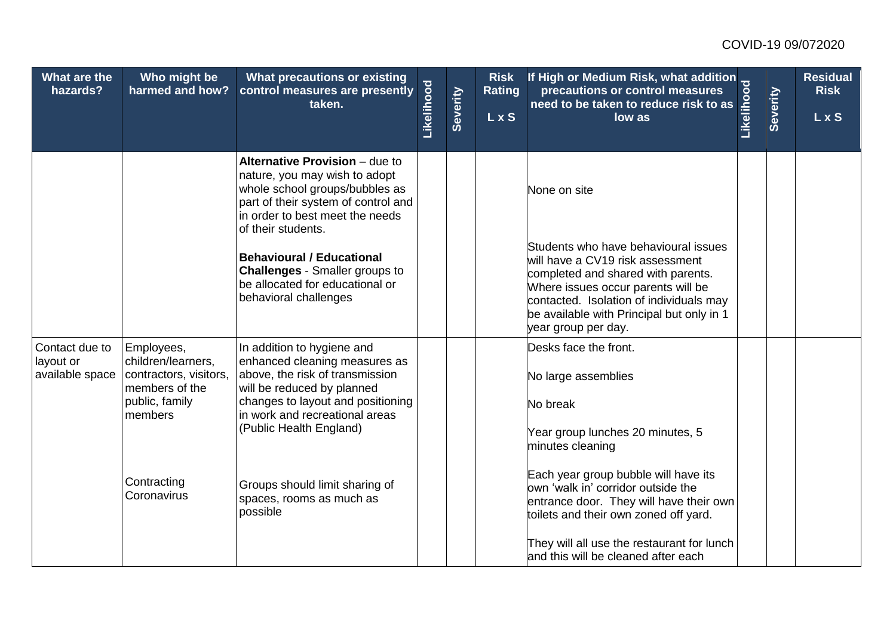| What are the hazards? | Who might be harmed and how? | What precautions or existing control measures are presently taken. | Likelihood | Severity | Risk Rating L x S | If High or Medium Risk, what addition precautions or control measures need to be taken to reduce risk to as low as | Likelihood | Severity | Residual Risk L x S |
|---|---|---|---|---|---|---|---|---|---|
| | | **Alternative Provision** – due to nature, you may wish to adopt whole school groups/bubbles as part of their system of control and in order to best meet the needs of their students.<br><br>**Behavioural / Educational Challenges** - Smaller groups to be allocated for educational or behavioral challenges | | | | None on site<br><br>Students who have behavioural issues will have a CV19 risk assessment completed and shared with parents. Where issues occur parents will be contacted. Isolation of individuals may be available with Principal but only in 1 year group per day. | | | |
| Contact due to layout or available space | Employees, children/learners, contractors, visitors, members of the public, family members<br><br>Contracting Coronavirus | In addition to hygiene and enhanced cleaning measures as above, the risk of transmission will be reduced by planned changes to layout and positioning in work and recreational areas (Public Health England)<br><br>Groups should limit sharing of spaces, rooms as much as possible | | | | Desks face the front.<br><br>No large assemblies<br><br>No break<br><br>Year group lunches 20 minutes, 5 minutes cleaning<br><br>Each year group bubble will have its own 'walk in' corridor outside the entrance door. They will have their own toilets and their own zoned off yard.<br><br>They will all use the restaurant for lunch and this will be cleaned after each | | | |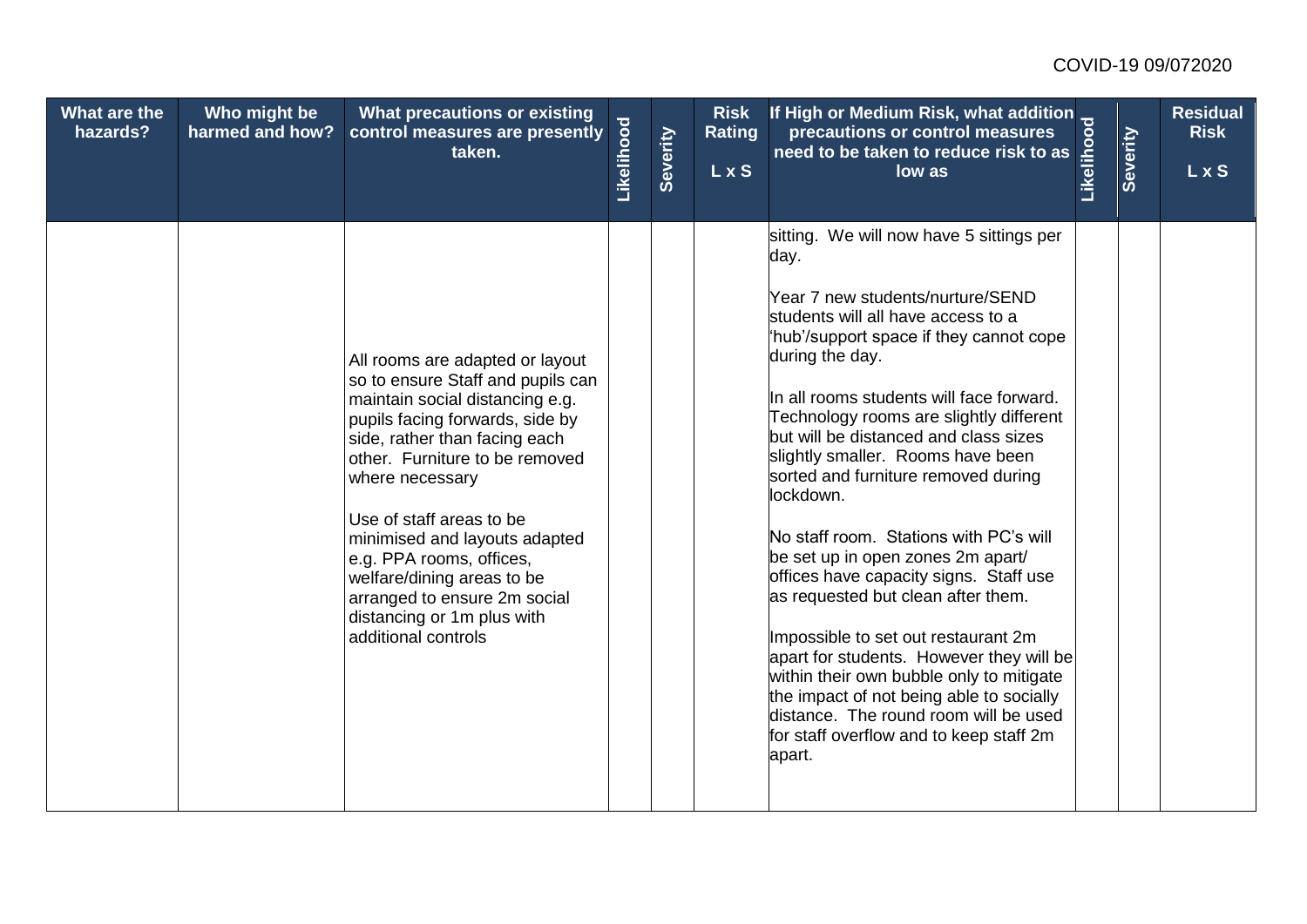| What are the hazards? | Who might be harmed and how? | What precautions or existing control measures are presently taken. | Likelihood | Severity | Risk Rating L x S | If High or Medium Risk, what addition precautions or control measures need to be taken to reduce risk to as low as | Likelihood | Severity | Residual Risk L x S |
|---|---|---|---|---|---|---|---|---|---|
| | | All rooms are adapted or layout so to ensure Staff and pupils can maintain social distancing e.g. pupils facing forwards, side by side, rather than facing each other. Furniture to be removed where necessary<br><br>Use of staff areas to be minimised and layouts adapted e.g. PPA rooms, offices, welfare/dining areas to be arranged to ensure 2m social distancing or 1m plus with additional controls | | | | sitting. We will now have 5 sittings per day.<br><br>Year 7 new students/nurture/SEND students will all have access to a 'hub'/support space if they cannot cope during the day.<br><br>In all rooms students will face forward. Technology rooms are slightly different but will be distanced and class sizes slightly smaller. Rooms have been sorted and furniture removed during lockdown.<br><br>No staff room. Stations with PC's will be set up in open zones 2m apart/ offices have capacity signs. Staff use as requested but clean after them.<br><br>Impossible to set out restaurant 2m apart for students. However they will be within their own bubble only to mitigate the impact of not being able to socially distance. The round room will be used for staff overflow and to keep staff 2m apart. | | | |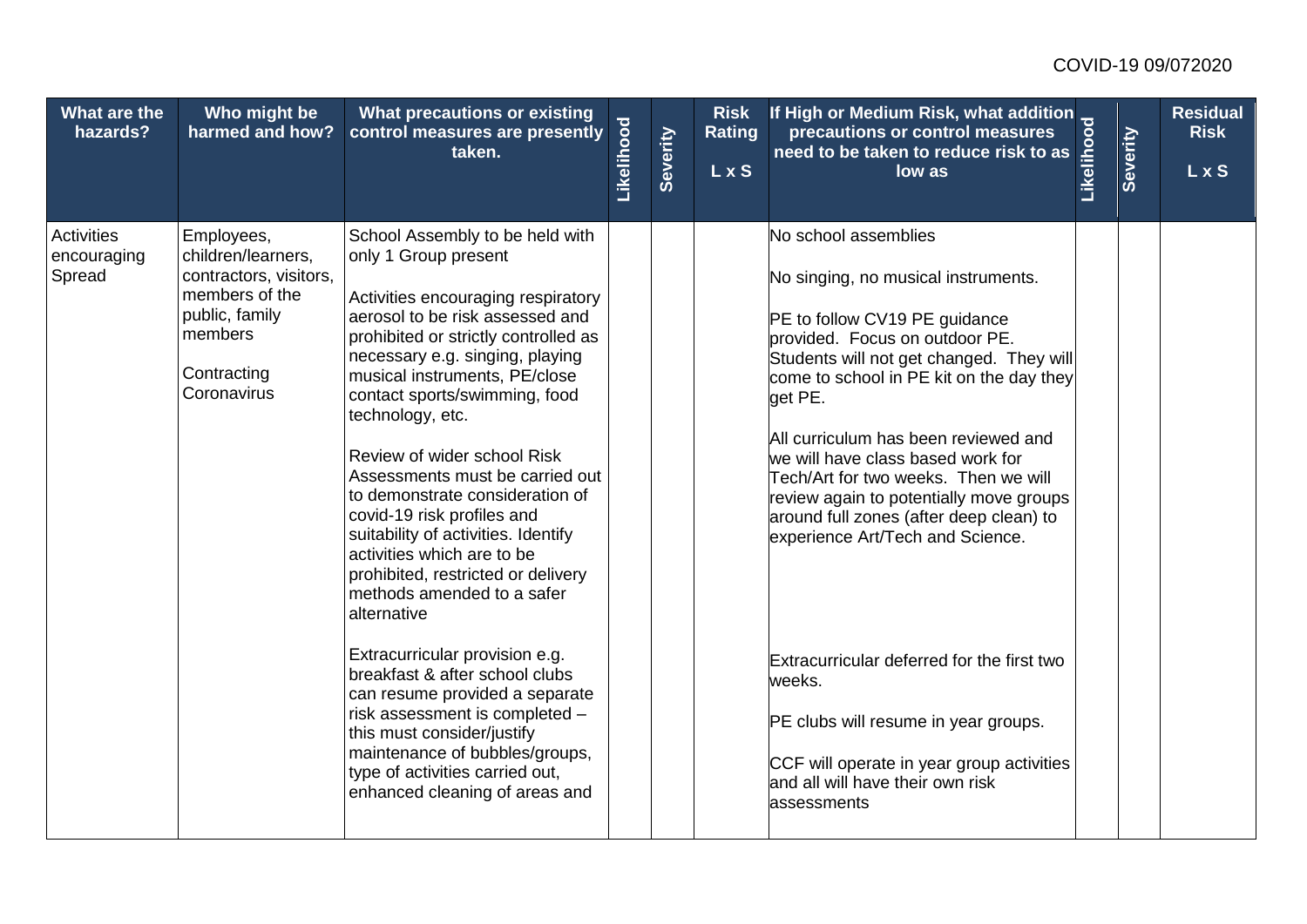| What are the hazards? | Who might be harmed and how? | What precautions or existing control measures are presently taken. | Likelihood | Severity | Risk Rating L x S | If High or Medium Risk, what addition precautions or control measures need to be taken to reduce risk to as low as | Likelihood | Severity | Residual Risk L x S |
|---|---|---|---|---|---|---|---|---|---|
| Activities encouraging Spread | Employees, children/learners, contractors, visitors, members of the public, family members<br><br>Contracting Coronavirus | School Assembly to be held with only 1 Group present<br><br>Activities encouraging respiratory aerosol to be risk assessed and prohibited or strictly controlled as necessary e.g. singing, playing musical instruments, PE/close contact sports/swimming, food technology, etc.<br><br>Review of wider school Risk Assessments must be carried out to demonstrate consideration of covid-19 risk profiles and suitability of activities. Identify activities which are to be prohibited, restricted or delivery methods amended to a safer alternative<br><br>Extracurricular provision e.g. breakfast & after school clubs can resume provided a separate risk assessment is completed – this must consider/justify maintenance of bubbles/groups, type of activities carried out, enhanced cleaning of areas and | | | | No school assemblies<br><br>No singing, no musical instruments.<br><br>PE to follow CV19 PE guidance provided. Focus on outdoor PE. Students will not get changed. They will come to school in PE kit on the day they get PE.<br><br>All curriculum has been reviewed and we will have class based work for Tech/Art for two weeks. Then we will review again to potentially move groups around full zones (after deep clean) to experience Art/Tech and Science.<br><br>Extracurricular deferred for the first two weeks.<br><br>PE clubs will resume in year groups.<br><br>CCF will operate in year group activities and all will have their own risk assessments | | | |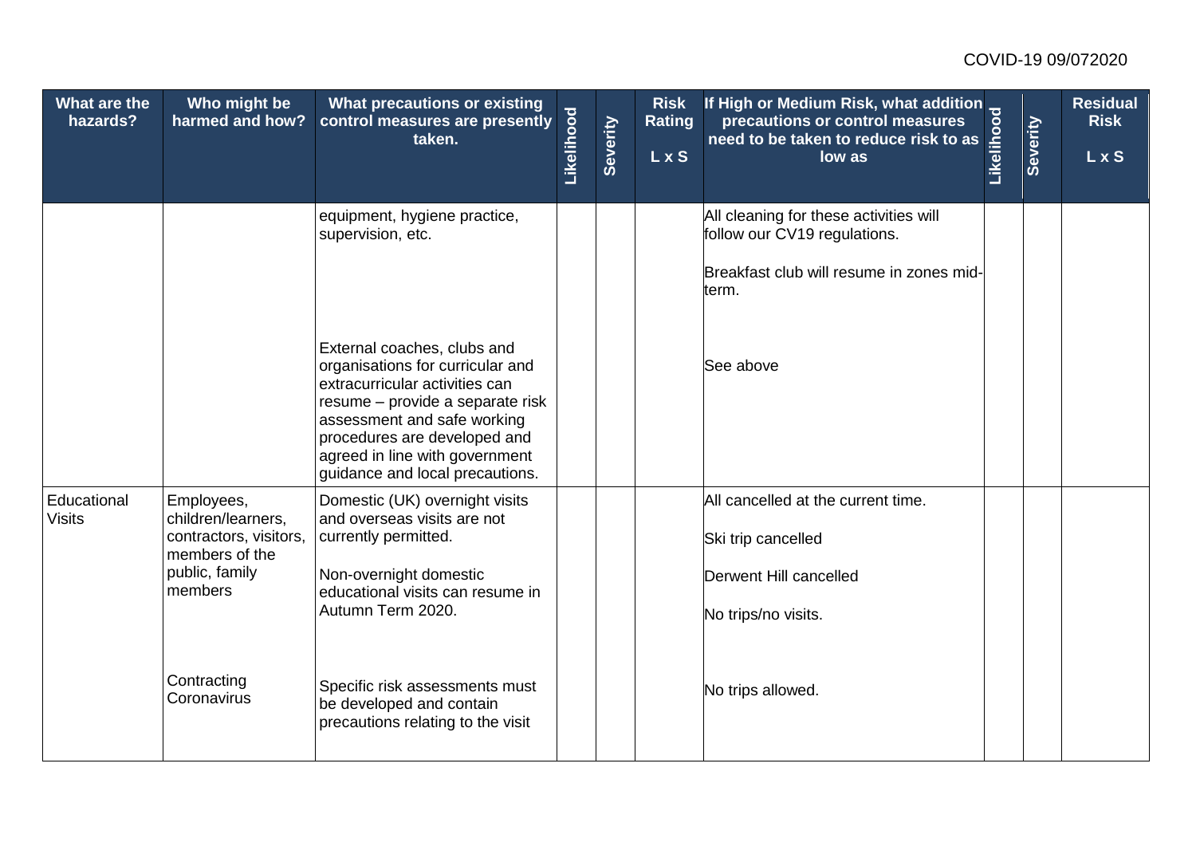| What are the hazards? | Who might be harmed and how? | What precautions or existing control measures are presently taken. | Likelihood | Severity | Risk Rating L x S | If High or Medium Risk, what addition precautions or control measures need to be taken to reduce risk to as low as | Likelihood | Severity | Residual Risk L x S |
|---|---|---|---|---|---|---|---|---|---|
| | | equipment, hygiene practice, supervision, etc. | | | | All cleaning for these activities will follow our CV19 regulations.<br><br>Breakfast club will resume in zones mid-term. | | | |
| | | External coaches, clubs and organisations for curricular and extracurricular activities can resume – provide a separate risk assessment and safe working procedures are developed and agreed in line with government guidance and local precautions. | | | | See above | | | |
| Educational Visits | Employees, children/learners, contractors, visitors, members of the public, family members | Domestic (UK) overnight visits and overseas visits are not currently permitted.<br><br>Non-overnight domestic educational visits can resume in Autumn Term 2020. | | | | All cancelled at the current time.<br><br>Ski trip cancelled<br><br>Derwent Hill cancelled<br><br>No trips/no visits. | | | |
| | Contracting Coronavirus | Specific risk assessments must be developed and contain precautions relating to the visit | | | | No trips allowed. | | | |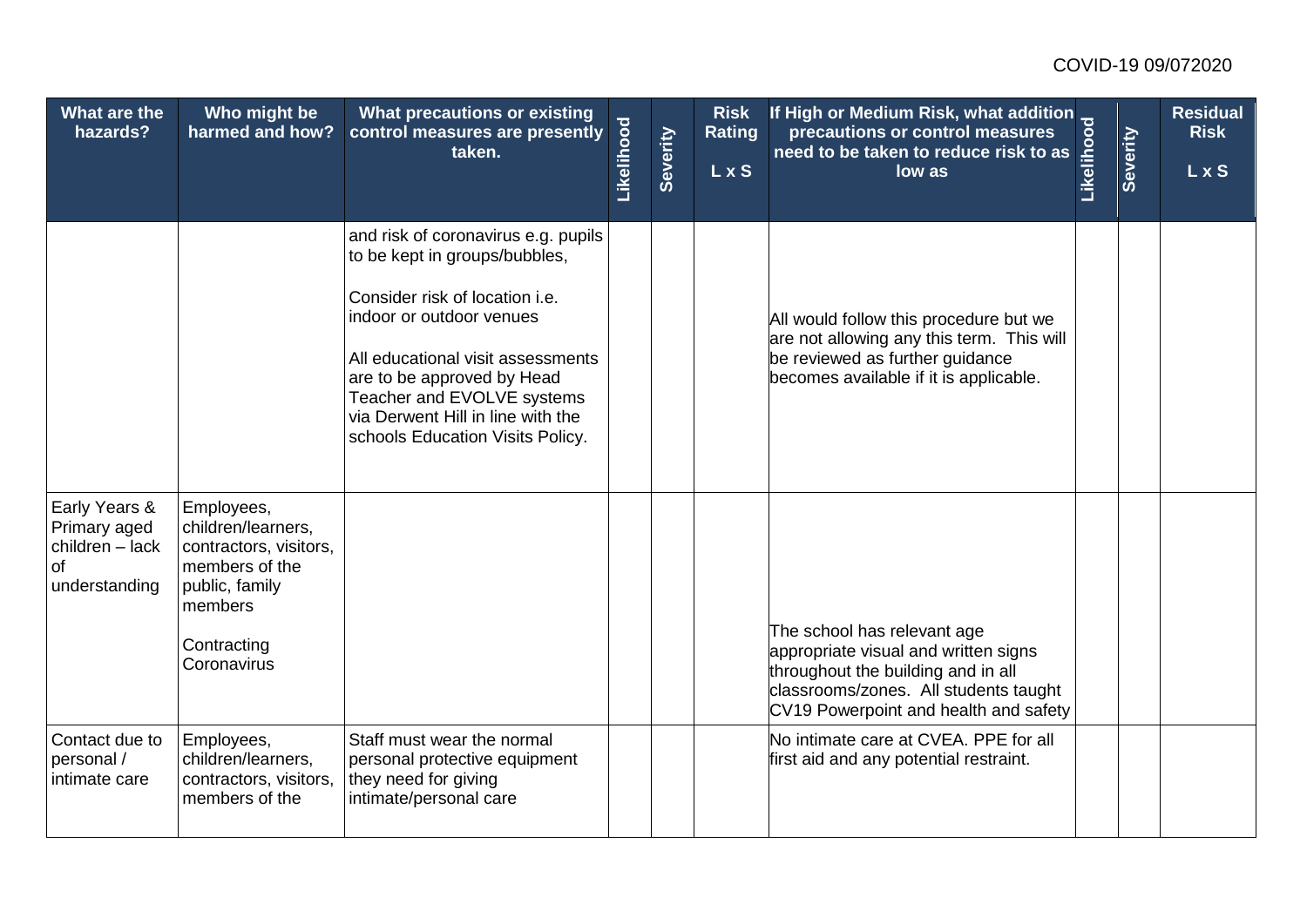| What are the hazards? | Who might be harmed and how? | What precautions or existing control measures are presently taken. | Likelihood | Severity | Risk Rating L x S | If High or Medium Risk, what addition precautions or control measures need to be taken to reduce risk to as low as | Likelihood | Severity | Residual Risk L x S |
|---|---|---|---|---|---|---|---|---|---|
| | | and risk of coronavirus e.g. pupils to be kept in groups/bubbles,<br><br>Consider risk of location i.e. indoor or outdoor venues<br><br>All educational visit assessments are to be approved by Head Teacher and EVOLVE systems via Derwent Hill in line with the schools Education Visits Policy. | | | | All would follow this procedure but we are not allowing any this term. This will be reviewed as further guidance becomes available if it is applicable. | | | |
| Early Years & Primary aged children – lack of understanding | Employees, children/learners, contractors, visitors, members of the public, family members<br><br>Contracting Coronavirus | | | | | The school has relevant age appropriate visual and written signs throughout the building and in all classrooms/zones. All students taught CV19 Powerpoint and health and safety | | | |
| Contact due to personal / intimate care | Employees, children/learners, contractors, visitors, members of the | Staff must wear the normal personal protective equipment they need for giving intimate/personal care | | | | No intimate care at CVEA. PPE for all first aid and any potential restraint. | | | |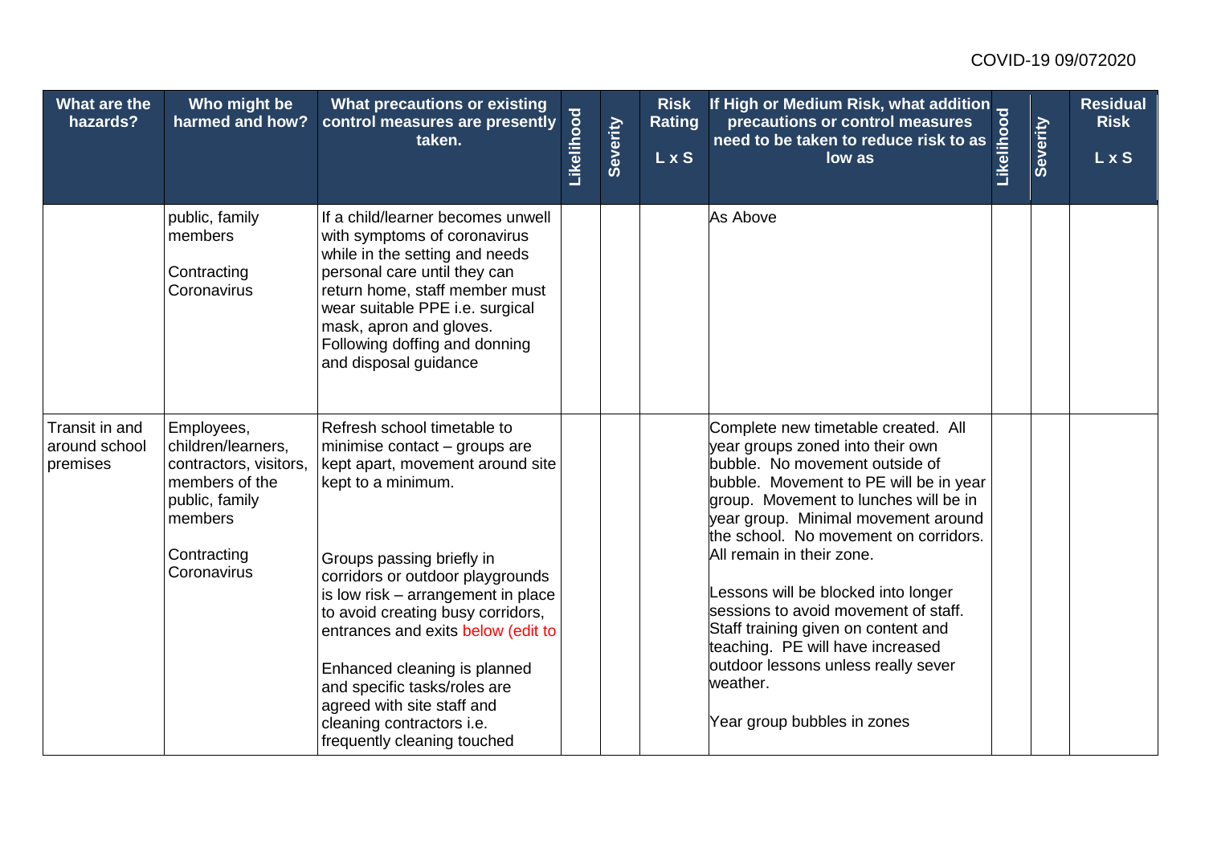| What are the hazards? | Who might be harmed and how? | What precautions or existing control measures are presently taken. | Likelihood | Severity | Risk Rating L x S | If High or Medium Risk, what addition precautions or control measures need to be taken to reduce risk to as low as | Likelihood | Severity | Residual Risk L x S |
|---|---|---|---|---|---|---|---|---|---|
| | public, family members<br><br>Contracting Coronavirus | If a child/learner becomes unwell with symptoms of coronavirus while in the setting and needs personal care until they can return home, staff member must wear suitable PPE i.e. surgical mask, apron and gloves. Following doffing and donning and disposal guidance | | | | As Above | | | |
| Transit in and around school premises | Employees, children/learners, contractors, visitors, members of the public, family members<br><br>Contracting Coronavirus | Refresh school timetable to minimise contact – groups are kept apart, movement around site kept to a minimum.<br><br>Groups passing briefly in corridors or outdoor playgrounds is low risk – arrangement in place to avoid creating busy corridors, entrances and exits below (edit to<br><br>Enhanced cleaning is planned and specific tasks/roles are agreed with site staff and cleaning contractors i.e. frequently cleaning touched | | | | Complete new timetable created. All year groups zoned into their own bubble. No movement outside of bubble. Movement to PE will be in year group. Movement to lunches will be in year group. Minimal movement around the school. No movement on corridors. All remain in their zone.<br><br>Lessons will be blocked into longer sessions to avoid movement of staff. Staff training given on content and teaching. PE will have increased outdoor lessons unless really sever weather.<br><br>Year group bubbles in zones | | | |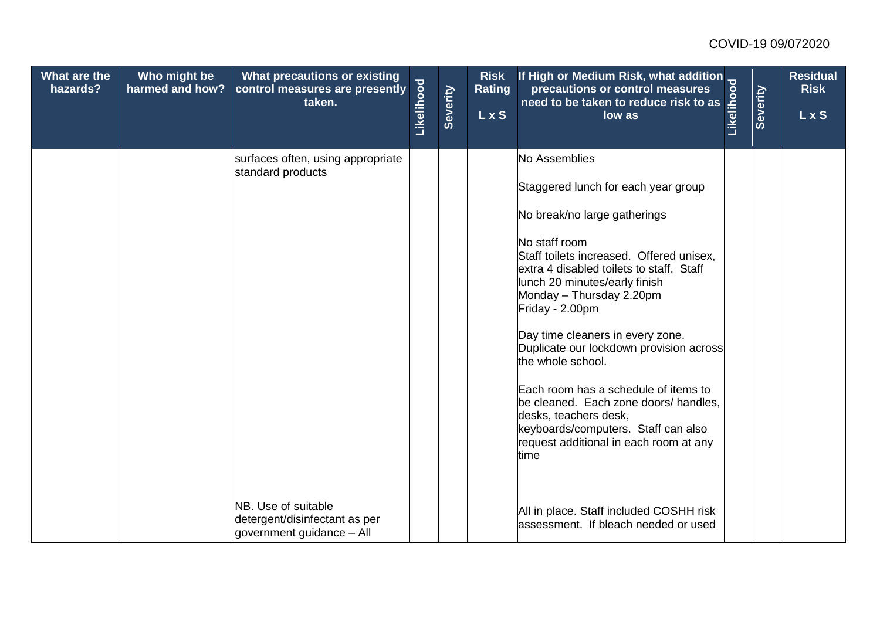| What are the hazards? | Who might be harmed and how? | What precautions or existing control measures are presently taken. | Likelihood | Severity | Risk Rating L x S | If High or Medium Risk, what addition precautions or control measures need to be taken to reduce risk to as low as | Likelihood | Severity | Residual Risk L x S |
|---|---|---|---|---|---|---|---|---|---|
| | | surfaces often, using appropriate standard products | | | | No Assemblies<br><br>Staggered lunch for each year group<br><br>No break/no large gatherings<br><br>No staff room<br>Staff toilets increased. Offered unisex, extra 4 disabled toilets to staff. Staff lunch 20 minutes/early finish<br>Monday – Thursday 2.20pm<br>Friday - 2.00pm<br><br>Day time cleaners in every zone. Duplicate our lockdown provision across the whole school.<br><br>Each room has a schedule of items to be cleaned. Each zone doors/ handles, desks, teachers desk, keyboards/computers. Staff can also request additional in each room at any time | | | |
| | | NB. Use of suitable detergent/disinfectant as per government guidance – All | | | | All in place. Staff included COSHH risk assessment. If bleach needed or used | | | |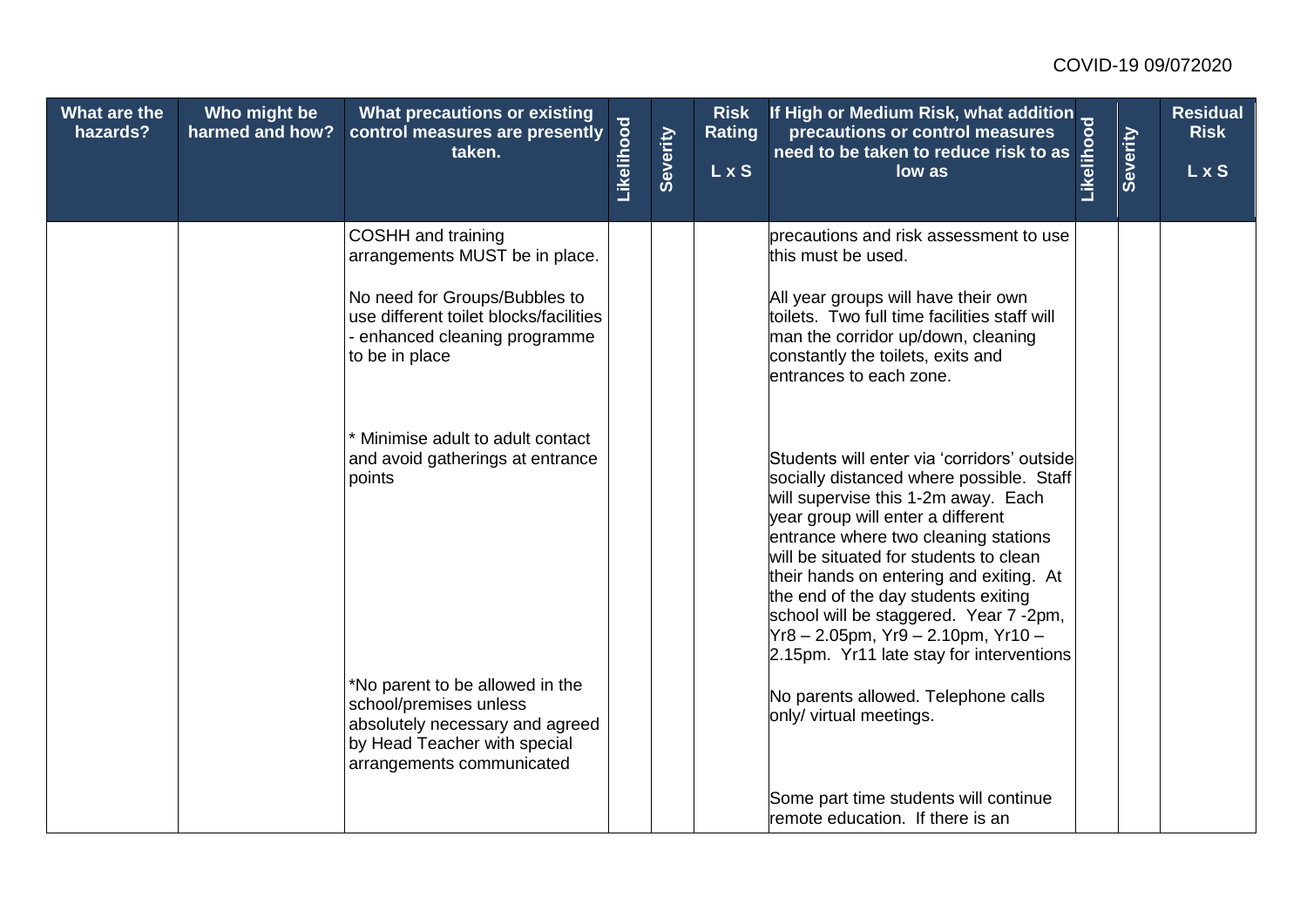| What are the hazards? | Who might be harmed and how? | What precautions or existing control measures are presently taken. | Likelihood | Severity | Risk Rating L x S | If High or Medium Risk, what addition precautions or control measures need to be taken to reduce risk to as low as | Likelihood | Severity | Residual Risk L x S |
|---|---|---|---|---|---|---|---|---|---|
| | | COSHH and training arrangements MUST be in place. | | | | precautions and risk assessment to use this must be used. | | | |
| | | No need for Groups/Bubbles to use different toilet blocks/facilities - enhanced cleaning programme to be in place | | | | All year groups will have their own toilets. Two full time facilities staff will man the corridor up/down, cleaning constantly the toilets, exits and entrances to each zone. | | | |
| | | * Minimise adult to adult contact and avoid gatherings at entrance points | | | | Students will enter via 'corridors' outside socially distanced where possible. Staff will supervise this 1-2m away. Each year group will enter a different entrance where two cleaning stations will be situated for students to clean their hands on entering and exiting. At the end of the day students exiting school will be staggered. Year 7 -2pm, Yr8 – 2.05pm, Yr9 – 2.10pm, Yr10 – 2.15pm. Yr11 late stay for interventions | | | |
| | | *No parent to be allowed in the school/premises unless absolutely necessary and agreed by Head Teacher with special arrangements communicated | | | | No parents allowed. Telephone calls only/ virtual meetings. | | | |
| | | | | | | Some part time students will continue remote education. If there is an | | | |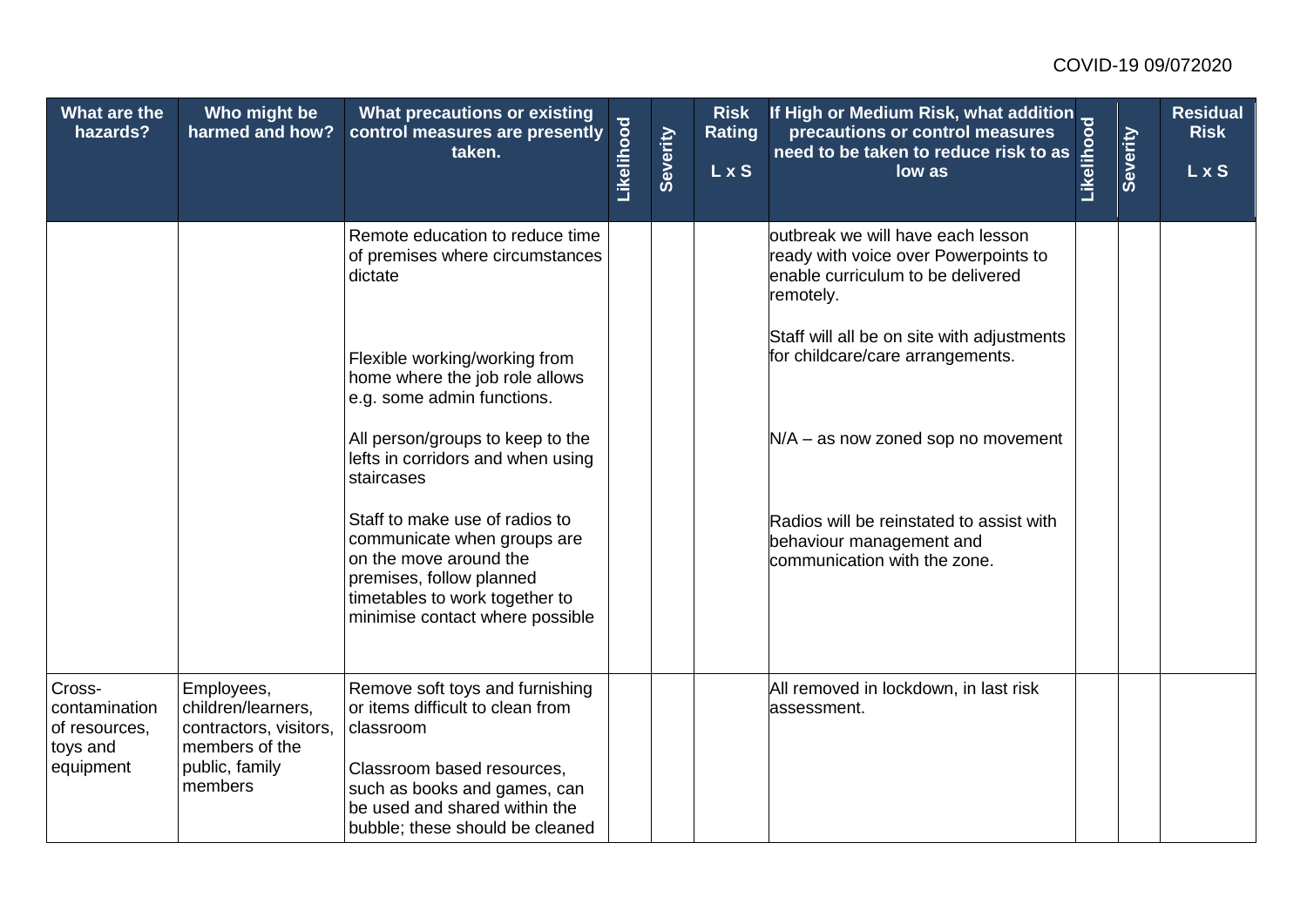| What are the hazards? | Who might be harmed and how? | What precautions or existing control measures are presently taken. | Likelihood | Severity | Risk Rating L x S | If High or Medium Risk, what addition precautions or control measures need to be taken to reduce risk to as low as | Likelihood | Severity | Residual Risk L x S |
|---|---|---|---|---|---|---|---|---|---|
| | | Remote education to reduce time of premises where circumstances dictate | | | | outbreak we will have each lesson ready with voice over Powerpoints to enable curriculum to be delivered remotely. | | | |
| | | Flexible working/working from home where the job role allows e.g. some admin functions. | | | | Staff will all be on site with adjustments for childcare/care arrangements. | | | |
| | | All person/groups to keep to the lefts in corridors and when using staircases | | | | N/A – as now zoned sop no movement | | | |
| | | Staff to make use of radios to communicate when groups are on the move around the premises, follow planned timetables to work together to minimise contact where possible | | | | Radios will be reinstated to assist with behaviour management and communication with the zone. | | | |
| Cross-contamination of resources, toys and equipment | Employees, children/learners, contractors, visitors, members of the public, family members | Remove soft toys and furnishing or items difficult to clean from classroom | | | | All removed in lockdown, in last risk assessment. | | | |
| | | Classroom based resources, such as books and games, can be used and shared within the bubble; these should be cleaned | | | | | | | |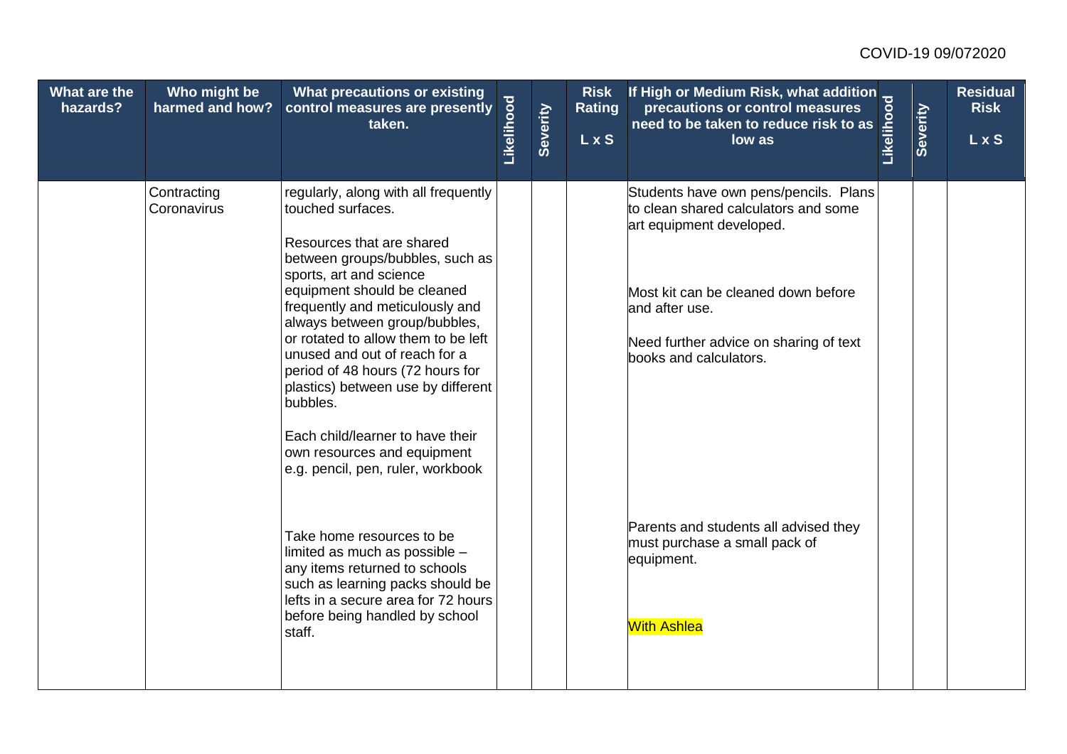| What are the hazards? | Who might be harmed and how? | What precautions or existing control measures are presently taken. | Likelihood | Severity | Risk Rating L x S | If High or Medium Risk, what addition precautions or control measures need to be taken to reduce risk to as low as | Likelihood | Severity | Residual Risk L x S |
|---|---|---|---|---|---|---|---|---|---|
| | Contracting Coronavirus | regularly, along with all frequently touched surfaces.<br><br>Resources that are shared between groups/bubbles, such as sports, art and science equipment should be cleaned frequently and meticulously and always between group/bubbles, or rotated to allow them to be left unused and out of reach for a period of 48 hours (72 hours for plastics) between use by different bubbles.<br><br>Each child/learner to have their own resources and equipment e.g. pencil, pen, ruler, workbook<br><br>Take home resources to be limited as much as possible – any items returned to schools such as learning packs should be lefts in a secure area for 72 hours before being handled by school staff. | | | | Students have own pens/pencils. Plans to clean shared calculators and some art equipment developed.<br><br>Most kit can be cleaned down before and after use.<br><br>Need further advice on sharing of text books and calculators.<br><br>Parents and students all advised they must purchase a small pack of equipment.<br><br>With Ashlea | | | |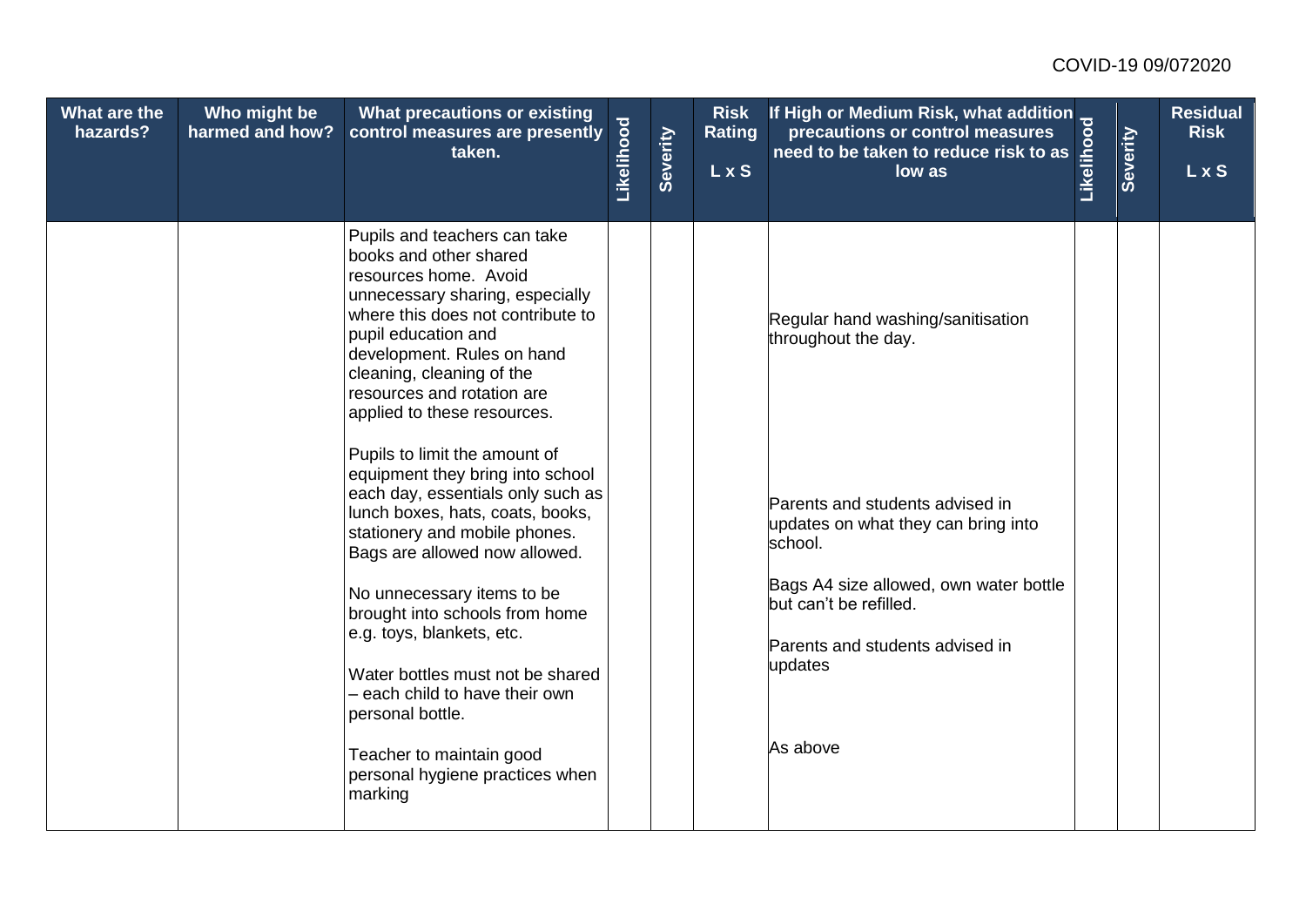| What are the hazards? | Who might be harmed and how? | What precautions or existing control measures are presently taken. | Likelihood | Severity | Risk Rating L x S | If High or Medium Risk, what addition precautions or control measures need to be taken to reduce risk to as low as | Likelihood | Severity | Residual Risk L x S |
|---|---|---|---|---|---|---|---|---|---|
| | | Pupils and teachers can take books and other shared resources home. Avoid unnecessary sharing, especially where this does not contribute to pupil education and development. Rules on hand cleaning, cleaning of the resources and rotation are applied to these resources.<br><br>Pupils to limit the amount of equipment they bring into school each day, essentials only such as lunch boxes, hats, coats, books, stationery and mobile phones. Bags are allowed now allowed.<br><br>No unnecessary items to be brought into schools from home e.g. toys, blankets, etc.<br><br>Water bottles must not be shared – each child to have their own personal bottle.<br><br>Teacher to maintain good personal hygiene practices when marking | | | | Regular hand washing/sanitisation throughout the day.<br><br>Parents and students advised in updates on what they can bring into school.<br><br>Bags A4 size allowed, own water bottle but can't be refilled.<br><br>Parents and students advised in updates<br><br>As above | | | |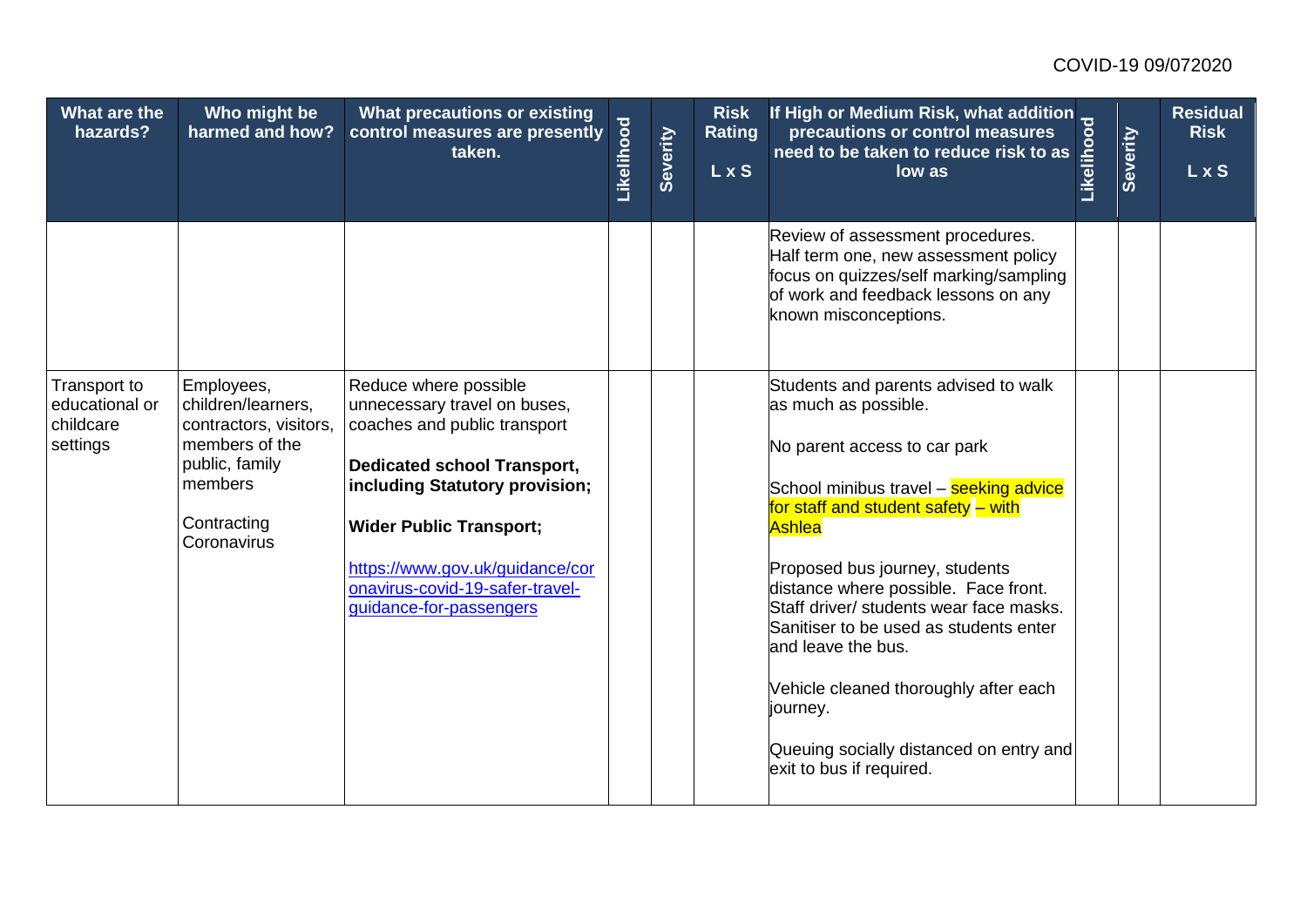| What are the hazards? | Who might be harmed and how? | What precautions or existing control measures are presently taken. | Likelihood | Severity | Risk Rating L x S | If High or Medium Risk, what addition precautions or control measures need to be taken to reduce risk to as low as | Likelihood | Severity | Residual Risk L x S |
|---|---|---|---|---|---|---|---|---|---|
| | | | | | | Review of assessment procedures. Half term one, new assessment policy focus on quizzes/self marking/sampling of work and feedback lessons on any known misconceptions. | | | |
| Transport to educational or childcare settings | Employees, children/learners, contractors, visitors, members of the public, family members<br><br>Contracting Coronavirus | Reduce where possible unnecessary travel on buses, coaches and public transport<br><br>**Dedicated school Transport, including Statutory provision;**<br><br>**Wider Public Transport;**<br><br>https://www.gov.uk/guidance/coronavirus-covid-19-safer-travel-guidance-for-passengers | | | | Students and parents advised to walk as much as possible.<br><br>No parent access to car park<br><br>School minibus travel – seeking advice for staff and student safety – with Ashlea<br><br>Proposed bus journey, students distance where possible. Face front. Staff driver/ students wear face masks. Sanitiser to be used as students enter and leave the bus.<br><br>Vehicle cleaned thoroughly after each journey.<br><br>Queuing socially distanced on entry and exit to bus if required. | | | |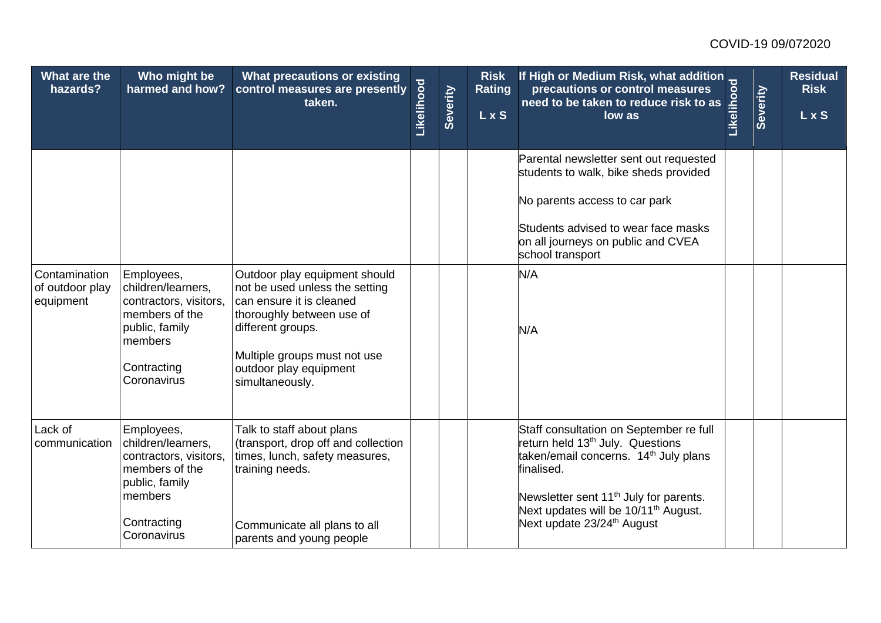| What are the hazards? | Who might be harmed and how? | What precautions or existing control measures are presently taken. | Likelihood | Severity | Risk Rating L x S | If High or Medium Risk, what addition precautions or control measures need to be taken to reduce risk to as low as | Likelihood | Severity | Residual Risk L x S |
|---|---|---|---|---|---|---|---|---|---|
| | | | | | | Parental newsletter sent out requested students to walk, bike sheds provided<br><br>No parents access to car park<br><br>Students advised to wear face masks on all journeys on public and CVEA school transport | | | |
| Contamination of outdoor play equipment | Employees, children/learners, contractors, visitors, members of the public, family members<br><br>Contracting Coronavirus | Outdoor play equipment should not be used unless the setting can ensure it is cleaned thoroughly between use of different groups.<br><br>Multiple groups must not use outdoor play equipment simultaneously. | | | | N/A<br><br>N/A | | | |
| Lack of communication | Employees, children/learners, contractors, visitors, members of the public, family members<br><br>Contracting Coronavirus | Talk to staff about plans (transport, drop off and collection times, lunch, safety measures, training needs.<br><br>Communicate all plans to all parents and young people | | | | Staff consultation on September re full return held 13th July. Questions taken/email concerns. 14th July plans finalised.<br><br>Newsletter sent 11th July for parents. Next updates will be 10/11th August. Next update 23/24th August | | | |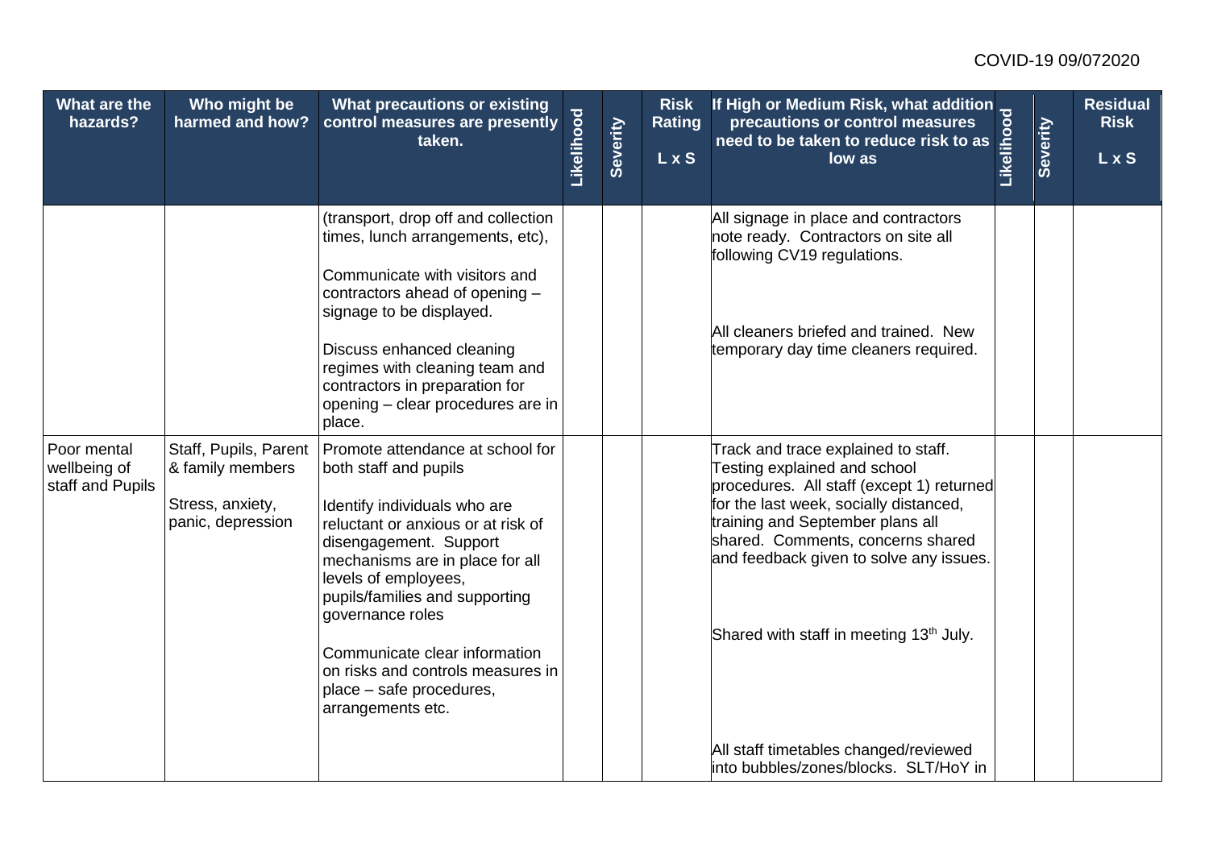| What are the hazards? | Who might be harmed and how? | What precautions or existing control measures are presently taken. | Likelihood | Severity | Risk Rating L x S | If High or Medium Risk, what addition precautions or control measures need to be taken to reduce risk to as low as | Likelihood | Severity | Residual Risk L x S |
|---|---|---|---|---|---|---|---|---|---|
| | | (transport, drop off and collection times, lunch arrangements, etc),<br><br>Communicate with visitors and contractors ahead of opening – signage to be displayed.<br><br>Discuss enhanced cleaning regimes with cleaning team and contractors in preparation for opening – clear procedures are in place. | | | | All signage in place and contractors note ready. Contractors on site all following CV19 regulations.<br><br>All cleaners briefed and trained. New temporary day time cleaners required. | | | |
| Poor mental wellbeing of staff and Pupils | Staff, Pupils, Parent & family members<br><br>Stress, anxiety, panic, depression | Promote attendance at school for both staff and pupils<br><br>Identify individuals who are reluctant or anxious or at risk of disengagement. Support mechanisms are in place for all levels of employees, pupils/families and supporting governance roles<br><br>Communicate clear information on risks and controls measures in place – safe procedures, arrangements etc. | | | | Track and trace explained to staff. Testing explained and school procedures. All staff (except 1) returned for the last week, socially distanced, training and September plans all shared. Comments, concerns shared and feedback given to solve any issues.<br><br>Shared with staff in meeting 13th July.<br><br>All staff timetables changed/reviewed into bubbles/zones/blocks. SLT/HoY in | | | |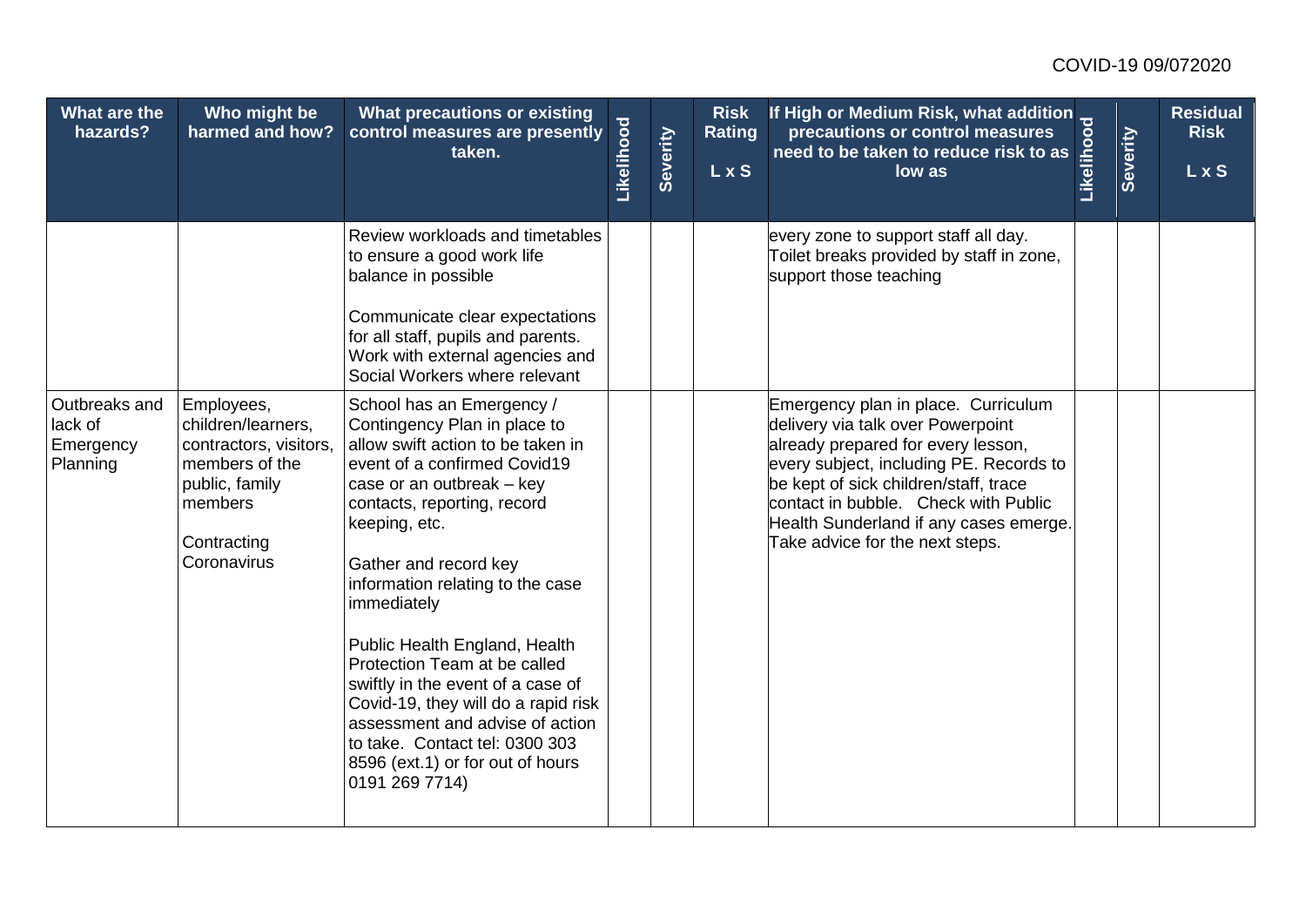| What are the hazards? | Who might be harmed and how? | What precautions or existing control measures are presently taken. | Likelihood | Severity | Risk Rating L x S | If High or Medium Risk, what addition precautions or control measures need to be taken to reduce risk to as low as | Likelihood | Severity | Residual Risk L x S |
|---|---|---|---|---|---|---|---|---|---|
| | | Review workloads and timetables to ensure a good work life balance in possible<br><br>Communicate clear expectations for all staff, pupils and parents. Work with external agencies and Social Workers where relevant | | | | every zone to support staff all day. Toilet breaks provided by staff in zone, support those teaching | | | |
| Outbreaks and lack of Emergency Planning | Employees, children/learners, contractors, visitors, members of the public, family members<br><br>Contracting Coronavirus | School has an Emergency / Contingency Plan in place to allow swift action to be taken in event of a confirmed Covid19 case or an outbreak – key contacts, reporting, record keeping, etc.<br><br>Gather and record key information relating to the case immediately<br><br>Public Health England, Health Protection Team at be called swiftly in the event of a case of Covid-19, they will do a rapid risk assessment and advise of action to take. Contact tel: 0300 303 8596 (ext.1) or for out of hours 0191 269 7714) | | | | Emergency plan in place. Curriculum delivery via talk over Powerpoint already prepared for every lesson, every subject, including PE. Records to be kept of sick children/staff, trace contact in bubble. Check with Public Health Sunderland if any cases emerge. Take advice for the next steps. | | | |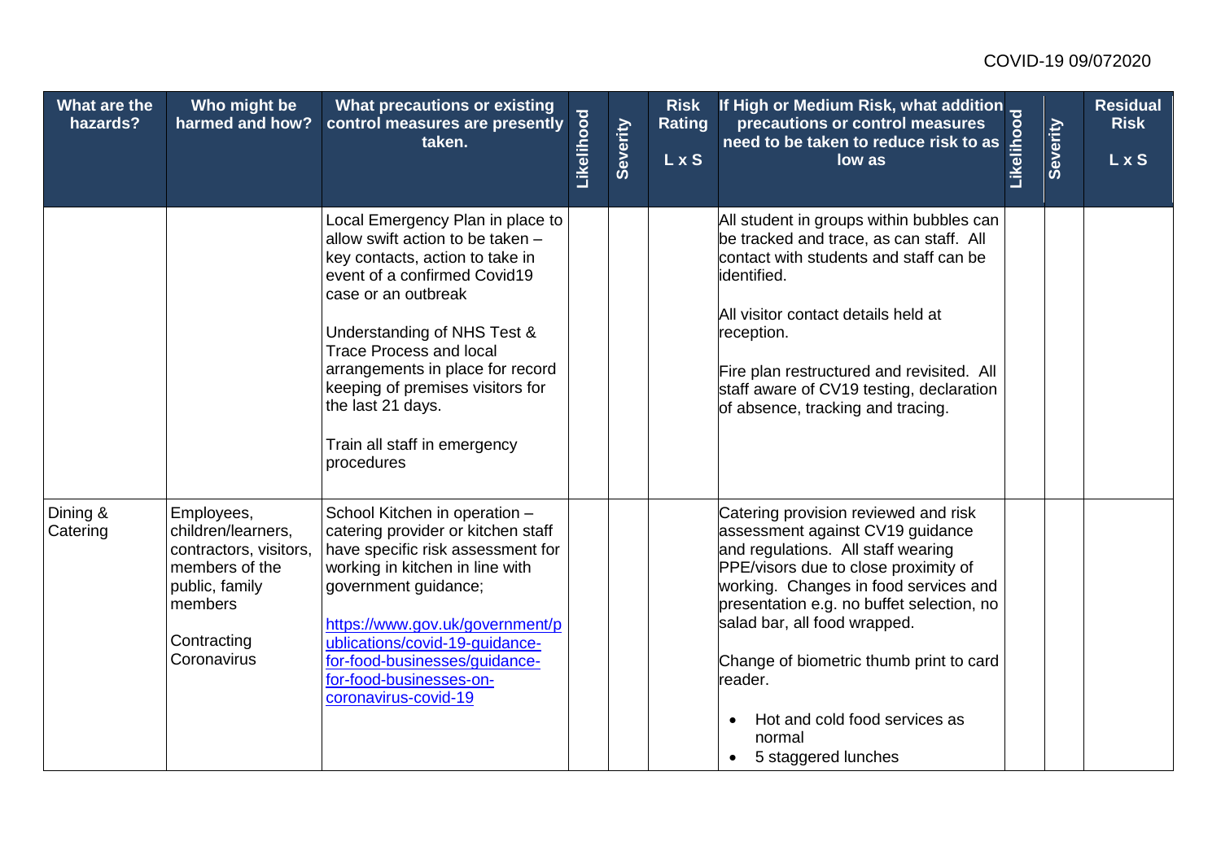| What are the hazards? | Who might be harmed and how? | What precautions or existing control measures are presently taken. | Likelihood | Severity | Risk Rating L x S | If High or Medium Risk, what addition precautions or control measures need to be taken to reduce risk to as low as | Likelihood | Severity | Residual Risk L x S |
|---|---|---|---|---|---|---|---|---|---|
| | | Local Emergency Plan in place to allow swift action to be taken – key contacts, action to take in event of a confirmed Covid19 case or an outbreak<br><br>Understanding of NHS Test & Trace Process and local arrangements in place for record keeping of premises visitors for the last 21 days.<br><br>Train all staff in emergency procedures | | | | All student in groups within bubbles can be tracked and trace, as can staff. All contact with students and staff can be identified.<br><br>All visitor contact details held at reception.<br><br>Fire plan restructured and revisited. All staff aware of CV19 testing, declaration of absence, tracking and tracing. | | | |
| Dining & Catering | Employees, children/learners, contractors, visitors, members of the public, family members<br><br>Contracting Coronavirus | School Kitchen in operation – catering provider or kitchen staff have specific risk assessment for working in kitchen in line with government guidance;<br><br>[https://www.gov.uk/government/publications/covid-19-guidance-for-food-businesses/guidance-for-food-businesses-on-coronavirus-covid-19](https://www.gov.uk/government/publications/covid-19-guidance-for-food-businesses/guidance-for-food-businesses-on-coronavirus-covid-19) | | | | Catering provision reviewed and risk assessment against CV19 guidance and regulations. All staff wearing PPE/visors due to close proximity of working. Changes in food services and presentation e.g. no buffet selection, no salad bar, all food wrapped.<br><br>Change of biometric thumb print to card reader.<br><br>• Hot and cold food services as normal<br>• 5 staggered lunches | | | |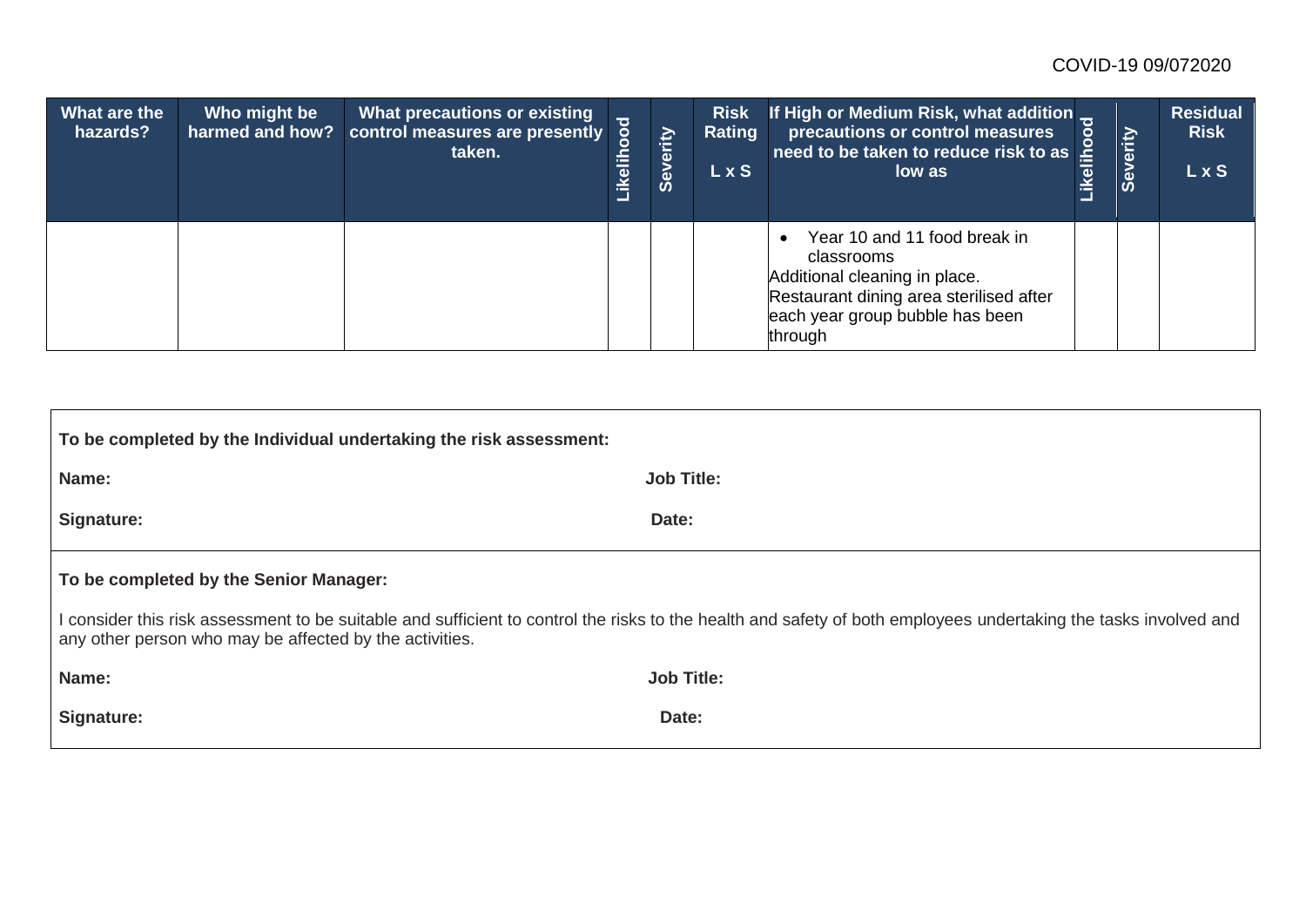| What are the hazards? | Who might be harmed and how? | What precautions or existing control measures are presently taken. | Likelihood | Severity | Risk Rating L x S | If High or Medium Risk, what addition precautions or control measures need to be taken to reduce risk to as low as | Likelihood | Severity | Residual Risk L x S |
|---|---|---|---|---|---|---|---|---|---|
| | | | | | | • Year 10 and 11 food break in classrooms<br>Additional cleaning in place.<br>Restaurant dining area sterilised after each year group bubble has been through | | | |

**To be completed by the Individual undertaking the risk assessment:**

**Name:** **Job Title:**

**Signature:** **Date:**

**To be completed by the Senior Manager:**

I consider this risk assessment to be suitable and sufficient to control the risks to the health and safety of both employees undertaking the tasks involved and any other person who may be affected by the activities.

**Name:** **Job Title:**

**Signature:** **Date:**